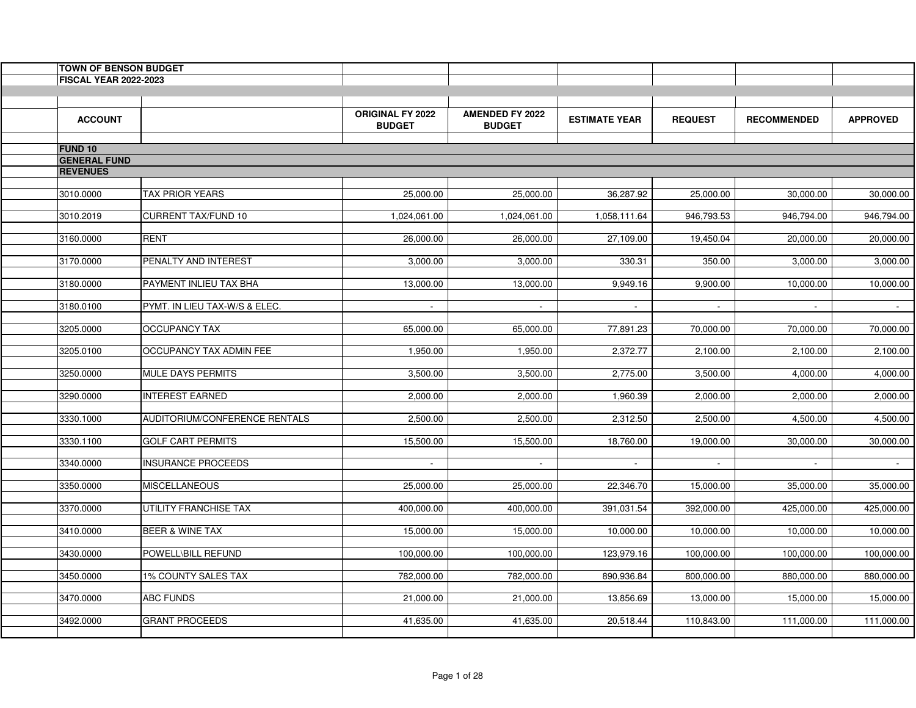**TOWN OF BENSON BUDGET**
**FISCAL YEAR 2022-2023**

| ACCOUNT | | ORIGINAL FY 2022 BUDGET | AMENDED FY 2022 BUDGET | ESTIMATE YEAR | REQUEST | RECOMMENDED | APPROVED |
|---|---|---|---|---|---|---|---|
| **FUND 10** | | | | | | | |
| **GENERAL FUND** | | | | | | | |
| **REVENUES** | | | | | | | |
| 3010.0000 | TAX PRIOR YEARS | 25,000.00 | 25,000.00 | 36,287.92 | 25,000.00 | 30,000.00 | 30,000.00 |
| 3010.2019 | CURRENT TAX/FUND 10 | 1,024,061.00 | 1,024,061.00 | 1,058,111.64 | 946,793.53 | 946,794.00 | 946,794.00 |
| 3160.0000 | RENT | 26,000.00 | 26,000.00 | 27,109.00 | 19,450.04 | 20,000.00 | 20,000.00 |
| 3170.0000 | PENALTY AND INTEREST | 3,000.00 | 3,000.00 | 330.31 | 350.00 | 3,000.00 | 3,000.00 |
| 3180.0000 | PAYMENT INLIEU TAX BHA | 13,000.00 | 13,000.00 | 9,949.16 | 9,900.00 | 10,000.00 | 10,000.00 |
| 3180.0100 | PYMT. IN LIEU TAX-W/S & ELEC. | - | - | - | - | - | - |
| 3205.0000 | OCCUPANCY TAX | 65,000.00 | 65,000.00 | 77,891.23 | 70,000.00 | 70,000.00 | 70,000.00 |
| 3205.0100 | OCCUPANCY TAX ADMIN FEE | 1,950.00 | 1,950.00 | 2,372.77 | 2,100.00 | 2,100.00 | 2,100.00 |
| 3250.0000 | MULE DAYS PERMITS | 3,500.00 | 3,500.00 | 2,775.00 | 3,500.00 | 4,000.00 | 4,000.00 |
| 3290.0000 | INTEREST EARNED | 2,000.00 | 2,000.00 | 1,960.39 | 2,000.00 | 2,000.00 | 2,000.00 |
| 3330.1000 | AUDITORIUM/CONFERENCE RENTALS | 2,500.00 | 2,500.00 | 2,312.50 | 2,500.00 | 4,500.00 | 4,500.00 |
| 3330.1100 | GOLF CART PERMITS | 15,500.00 | 15,500.00 | 18,760.00 | 19,000.00 | 30,000.00 | 30,000.00 |
| 3340.0000 | INSURANCE PROCEEDS | - | - | - | - | - | - |
| 3350.0000 | MISCELLANEOUS | 25,000.00 | 25,000.00 | 22,346.70 | 15,000.00 | 35,000.00 | 35,000.00 |
| 3370.0000 | UTILITY FRANCHISE TAX | 400,000.00 | 400,000.00 | 391,031.54 | 392,000.00 | 425,000.00 | 425,000.00 |
| 3410.0000 | BEER & WINE TAX | 15,000.00 | 15,000.00 | 10,000.00 | 10,000.00 | 10,000.00 | 10,000.00 |
| 3430.0000 | POWELL\BILL REFUND | 100,000.00 | 100,000.00 | 123,979.16 | 100,000.00 | 100,000.00 | 100,000.00 |
| 3450.0000 | 1% COUNTY SALES TAX | 782,000.00 | 782,000.00 | 890,936.84 | 800,000.00 | 880,000.00 | 880,000.00 |
| 3470.0000 | ABC FUNDS | 21,000.00 | 21,000.00 | 13,856.69 | 13,000.00 | 15,000.00 | 15,000.00 |
| 3492.0000 | GRANT PROCEEDS | 41,635.00 | 41,635.00 | 20,518.44 | 110,843.00 | 111,000.00 | 111,000.00 |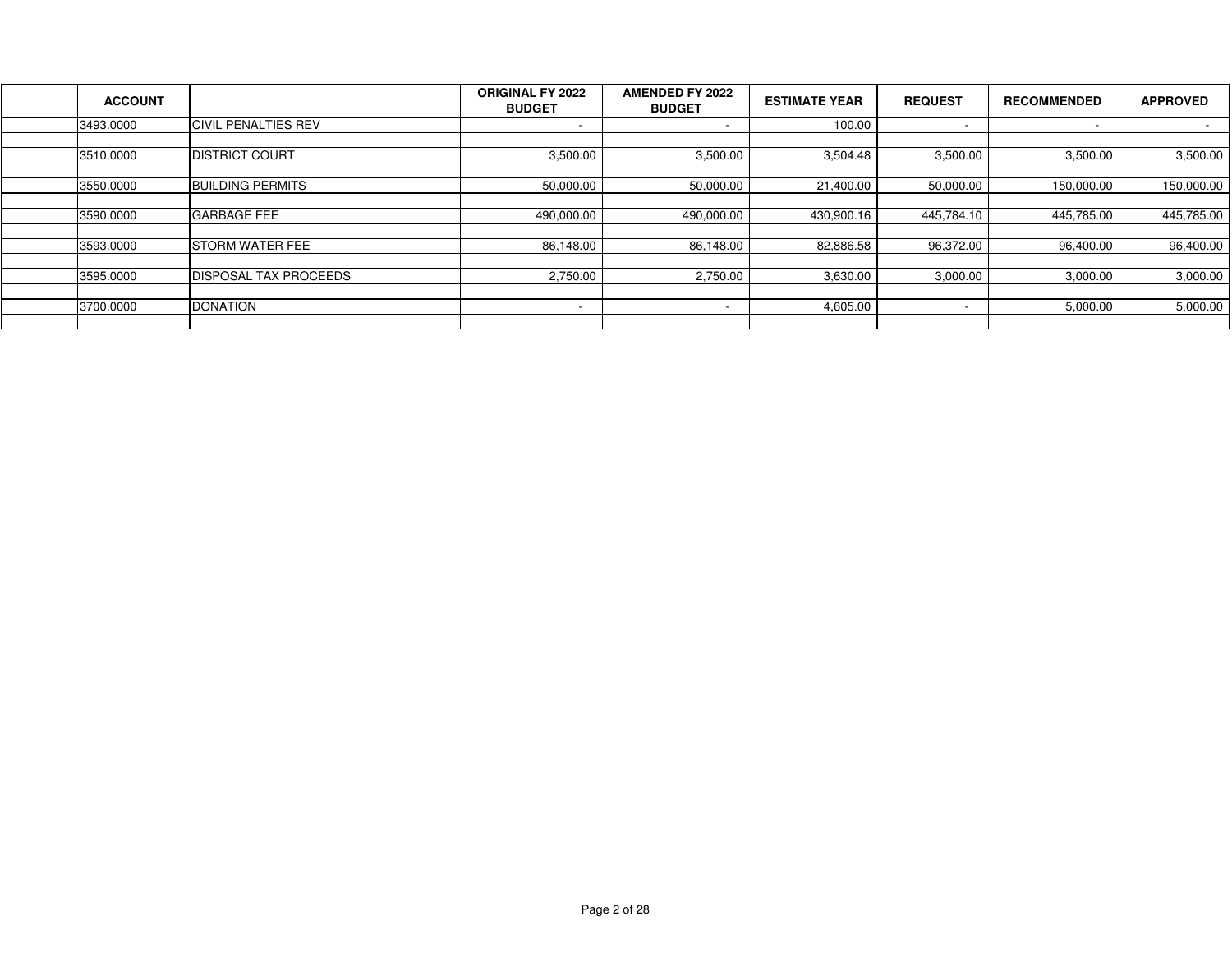| ACCOUNT | | ORIGINAL FY 2022 BUDGET | AMENDED FY 2022 BUDGET | ESTIMATE YEAR | REQUEST | RECOMMENDED | APPROVED |
|---|---|---|---|---|---|---|---|
| 3493.0000 | CIVIL PENALTIES REV | - | - | 100.00 | - | - | - |
| 3510.0000 | DISTRICT COURT | 3,500.00 | 3,500.00 | 3,504.48 | 3,500.00 | 3,500.00 | 3,500.00 |
| 3550.0000 | BUILDING PERMITS | 50,000.00 | 50,000.00 | 21,400.00 | 50,000.00 | 150,000.00 | 150,000.00 |
| 3590.0000 | GARBAGE FEE | 490,000.00 | 490,000.00 | 430,900.16 | 445,784.10 | 445,785.00 | 445,785.00 |
| 3593.0000 | STORM WATER FEE | 86,148.00 | 86,148.00 | 82,886.58 | 96,372.00 | 96,400.00 | 96,400.00 |
| 3595.0000 | DISPOSAL TAX PROCEEDS | 2,750.00 | 2,750.00 | 3,630.00 | 3,000.00 | 3,000.00 | 3,000.00 |
| 3700.0000 | DONATION | - | - | 4,605.00 | - | 5,000.00 | 5,000.00 |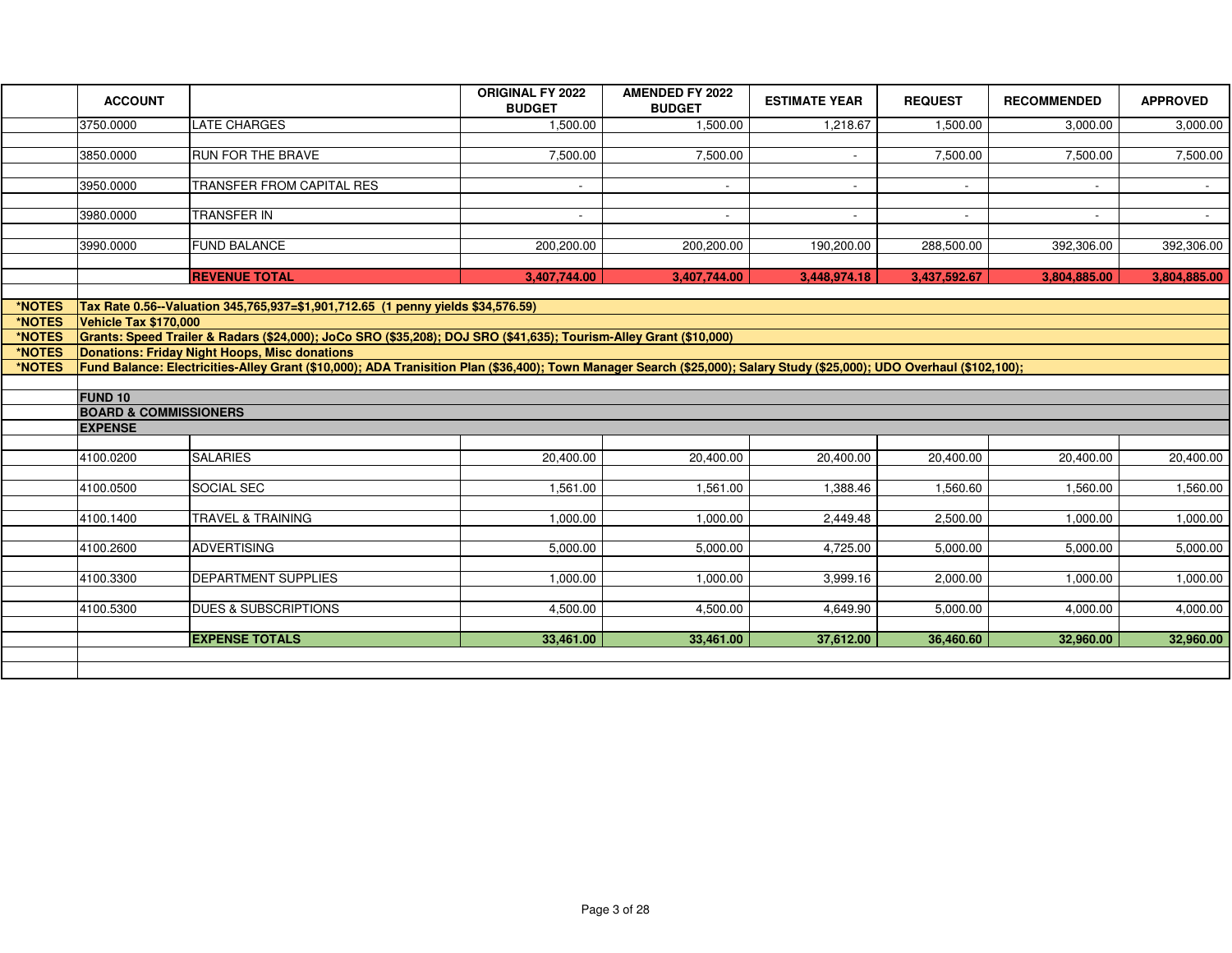| | ACCOUNT | | ORIGINAL FY 2022 BUDGET | AMENDED FY 2022 BUDGET | ESTIMATE YEAR | REQUEST | RECOMMENDED | APPROVED |
|---|---|---|---|---|---|---|---|---|
| | 3750.0000 | LATE CHARGES | 1,500.00 | 1,500.00 | 1,218.67 | 1,500.00 | 3,000.00 | 3,000.00 |
| | 3850.0000 | RUN FOR THE BRAVE | 7,500.00 | 7,500.00 | - | 7,500.00 | 7,500.00 | 7,500.00 |
| | 3950.0000 | TRANSFER FROM CAPITAL RES | - | - | - | - | - | - |
| | 3980.0000 | TRANSFER IN | - | - | - | - | - | - |
| | 3990.0000 | FUND BALANCE | 200,200.00 | 200,200.00 | 190,200.00 | 288,500.00 | 392,306.00 | 392,306.00 |
| | | **REVENUE TOTAL** | **3,407,744.00** | **3,407,744.00** | **3,448,974.18** | **3,437,592.67** | **3,804,885.00** | **3,804,885.00** |

**\*NOTES** Tax Rate 0.56--Valuation 345,765,937=$1,901,712.65 (1 penny yields $34,576.59)

**\*NOTES** Vehicle Tax $170,000

**\*NOTES** Grants: Speed Trailer & Radars ($24,000); JoCo SRO ($35,208); DOJ SRO ($41,635); Tourism-Alley Grant ($10,000)

**\*NOTES** Donations: Friday Night Hoops, Misc donations

**\*NOTES** Fund Balance: Electricities-Alley Grant ($10,000); ADA Tranisition Plan ($36,400); Town Manager Search ($25,000); Salary Study ($25,000); UDO Overhaul ($102,100);

**FUND 10**
**BOARD & COMMISSIONERS**
**EXPENSE**

| | ACCOUNT | | ORIGINAL FY 2022 BUDGET | AMENDED FY 2022 BUDGET | ESTIMATE YEAR | REQUEST | RECOMMENDED | APPROVED |
|---|---|---|---|---|---|---|---|---|
| | 4100.0200 | SALARIES | 20,400.00 | 20,400.00 | 20,400.00 | 20,400.00 | 20,400.00 | 20,400.00 |
| | 4100.0500 | SOCIAL SEC | 1,561.00 | 1,561.00 | 1,388.46 | 1,560.60 | 1,560.00 | 1,560.00 |
| | 4100.1400 | TRAVEL & TRAINING | 1,000.00 | 1,000.00 | 2,449.48 | 2,500.00 | 1,000.00 | 1,000.00 |
| | 4100.2600 | ADVERTISING | 5,000.00 | 5,000.00 | 4,725.00 | 5,000.00 | 5,000.00 | 5,000.00 |
| | 4100.3300 | DEPARTMENT SUPPLIES | 1,000.00 | 1,000.00 | 3,999.16 | 2,000.00 | 1,000.00 | 1,000.00 |
| | 4100.5300 | DUES & SUBSCRIPTIONS | 4,500.00 | 4,500.00 | 4,649.90 | 5,000.00 | 4,000.00 | 4,000.00 |
| | | **EXPENSE TOTALS** | **33,461.00** | **33,461.00** | **37,612.00** | **36,460.60** | **32,960.00** | **32,960.00** |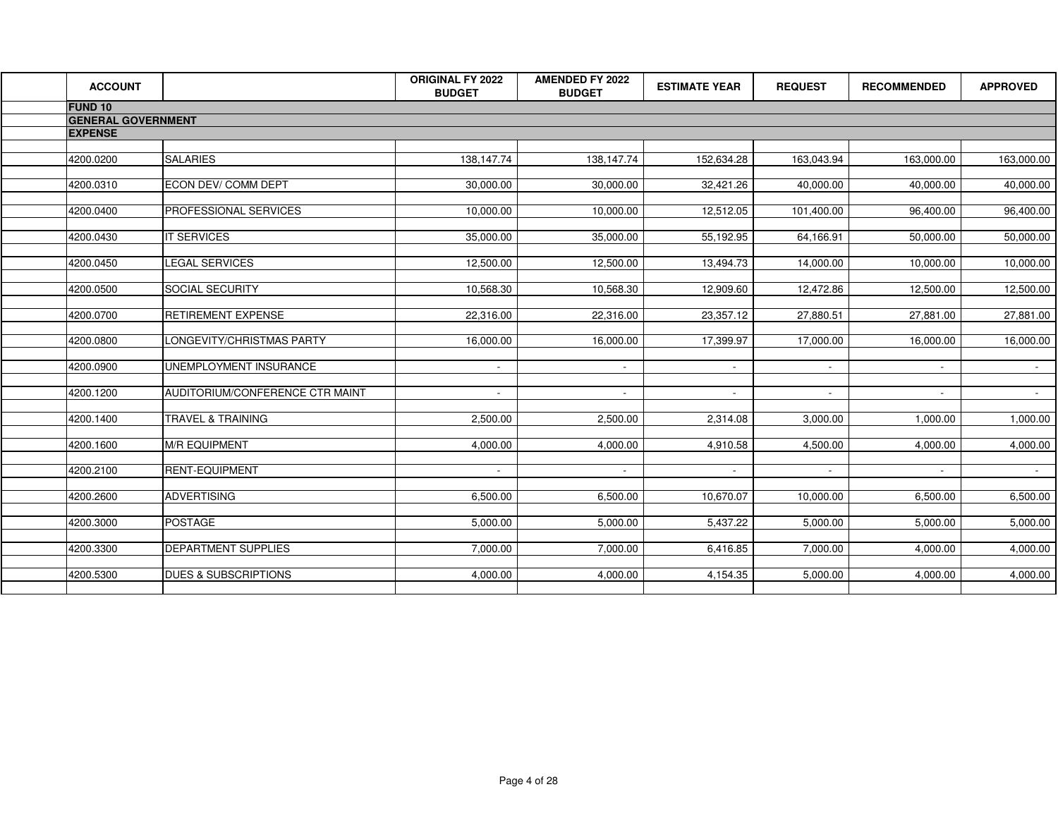| ACCOUNT | | ORIGINAL FY 2022 BUDGET | AMENDED FY 2022 BUDGET | ESTIMATE YEAR | REQUEST | RECOMMENDED | APPROVED |
|---|---|---|---|---|---|---|---|
| **FUND 10** | | | | | | | |
| **GENERAL GOVERNMENT** | | | | | | | |
| **EXPENSE** | | | | | | | |
| 4200.0200 | SALARIES | 138,147.74 | 138,147.74 | 152,634.28 | 163,043.94 | 163,000.00 | 163,000.00 |
| 4200.0310 | ECON DEV/ COMM DEPT | 30,000.00 | 30,000.00 | 32,421.26 | 40,000.00 | 40,000.00 | 40,000.00 |
| 4200.0400 | PROFESSIONAL SERVICES | 10,000.00 | 10,000.00 | 12,512.05 | 101,400.00 | 96,400.00 | 96,400.00 |
| 4200.0430 | IT SERVICES | 35,000.00 | 35,000.00 | 55,192.95 | 64,166.91 | 50,000.00 | 50,000.00 |
| 4200.0450 | LEGAL SERVICES | 12,500.00 | 12,500.00 | 13,494.73 | 14,000.00 | 10,000.00 | 10,000.00 |
| 4200.0500 | SOCIAL SECURITY | 10,568.30 | 10,568.30 | 12,909.60 | 12,472.86 | 12,500.00 | 12,500.00 |
| 4200.0700 | RETIREMENT EXPENSE | 22,316.00 | 22,316.00 | 23,357.12 | 27,880.51 | 27,881.00 | 27,881.00 |
| 4200.0800 | LONGEVITY/CHRISTMAS PARTY | 16,000.00 | 16,000.00 | 17,399.97 | 17,000.00 | 16,000.00 | 16,000.00 |
| 4200.0900 | UNEMPLOYMENT INSURANCE | - | - | - | - | - | - |
| 4200.1200 | AUDITORIUM/CONFERENCE CTR MAINT | - | - | - | - | - | - |
| 4200.1400 | TRAVEL & TRAINING | 2,500.00 | 2,500.00 | 2,314.08 | 3,000.00 | 1,000.00 | 1,000.00 |
| 4200.1600 | M/R EQUIPMENT | 4,000.00 | 4,000.00 | 4,910.58 | 4,500.00 | 4,000.00 | 4,000.00 |
| 4200.2100 | RENT-EQUIPMENT | - | - | - | - | - | - |
| 4200.2600 | ADVERTISING | 6,500.00 | 6,500.00 | 10,670.07 | 10,000.00 | 6,500.00 | 6,500.00 |
| 4200.3000 | POSTAGE | 5,000.00 | 5,000.00 | 5,437.22 | 5,000.00 | 5,000.00 | 5,000.00 |
| 4200.3300 | DEPARTMENT SUPPLIES | 7,000.00 | 7,000.00 | 6,416.85 | 7,000.00 | 4,000.00 | 4,000.00 |
| 4200.5300 | DUES & SUBSCRIPTIONS | 4,000.00 | 4,000.00 | 4,154.35 | 5,000.00 | 4,000.00 | 4,000.00 |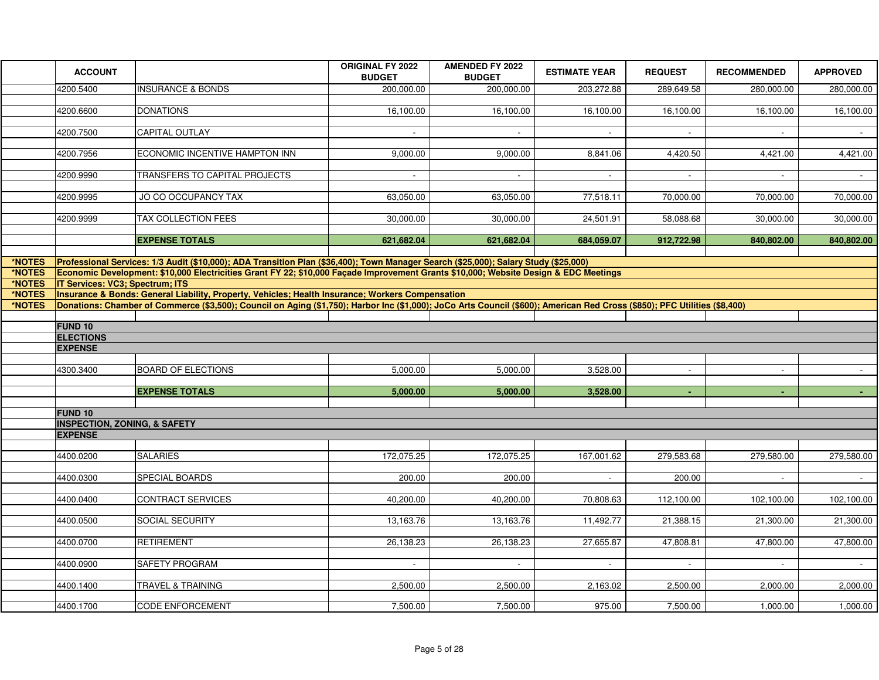| | ACCOUNT | | ORIGINAL FY 2022 BUDGET | AMENDED FY 2022 BUDGET | ESTIMATE YEAR | REQUEST | RECOMMENDED | APPROVED |
|---|---|---|---|---|---|---|---|---|
| | 4200.5400 | INSURANCE & BONDS | 200,000.00 | 200,000.00 | 203,272.88 | 289,649.58 | 280,000.00 | 280,000.00 |
| | 4200.6600 | DONATIONS | 16,100.00 | 16,100.00 | 16,100.00 | 16,100.00 | 16,100.00 | 16,100.00 |
| | 4200.7500 | CAPITAL OUTLAY | - | - | - | - | - | - |
| | 4200.7956 | ECONOMIC INCENTIVE HAMPTON INN | 9,000.00 | 9,000.00 | 8,841.06 | 4,420.50 | 4,421.00 | 4,421.00 |
| | 4200.9990 | TRANSFERS TO CAPITAL PROJECTS | - | - | - | - | - | - |
| | 4200.9995 | JO CO OCCUPANCY TAX | 63,050.00 | 63,050.00 | 77,518.11 | 70,000.00 | 70,000.00 | 70,000.00 |
| | 4200.9999 | TAX COLLECTION FEES | 30,000.00 | 30,000.00 | 24,501.91 | 58,088.68 | 30,000.00 | 30,000.00 |
| | | **EXPENSE TOTALS** | **621,682.04** | **621,682.04** | **684,059.07** | **912,722.98** | **840,802.00** | **840,802.00** |
| ***NOTES** | **Professional Services: 1/3 Audit ($10,000); ADA Transition Plan ($36,400); Town Manager Search ($25,000); Salary Study ($25,000)** | | | | | | | |
| ***NOTES** | **Economic Development: $10,000 Electricities Grant FY 22; $10,000 Façade Improvement Grants $10,000; Website Design & EDC Meetings** | | | | | | | |
| ***NOTES** | **IT Services: VC3; Spectrum; ITS** | | | | | | | |
| ***NOTES** | **Insurance & Bonds: General Liability, Property, Vehicles; Health Insurance; Workers Compensation** | | | | | | | |
| ***NOTES** | **Donations: Chamber of Commerce ($3,500); Council on Aging ($1,750); Harbor Inc ($1,000); JoCo Arts Council ($600); American Red Cross ($850); PFC Utilities ($8,400)** | | | | | | | |
| | **FUND 10** | | | | | | | |
| | **ELECTIONS** | | | | | | | |
| | **EXPENSE** | | | | | | | |
| | 4300.3400 | BOARD OF ELECTIONS | 5,000.00 | 5,000.00 | 3,528.00 | - | - | - |
| | | **EXPENSE TOTALS** | **5,000.00** | **5,000.00** | **3,528.00** | **-** | **-** | **-** |
| | **FUND 10** | | | | | | | |
| | **INSPECTION, ZONING, & SAFETY** | | | | | | | |
| | **EXPENSE** | | | | | | | |
| | 4400.0200 | SALARIES | 172,075.25 | 172,075.25 | 167,001.62 | 279,583.68 | 279,580.00 | 279,580.00 |
| | 4400.0300 | SPECIAL BOARDS | 200.00 | 200.00 | - | 200.00 | - | - |
| | 4400.0400 | CONTRACT SERVICES | 40,200.00 | 40,200.00 | 70,808.63 | 112,100.00 | 102,100.00 | 102,100.00 |
| | 4400.0500 | SOCIAL SECURITY | 13,163.76 | 13,163.76 | 11,492.77 | 21,388.15 | 21,300.00 | 21,300.00 |
| | 4400.0700 | RETIREMENT | 26,138.23 | 26,138.23 | 27,655.87 | 47,808.81 | 47,800.00 | 47,800.00 |
| | 4400.0900 | SAFETY PROGRAM | - | - | - | - | - | - |
| | 4400.1400 | TRAVEL & TRAINING | 2,500.00 | 2,500.00 | 2,163.02 | 2,500.00 | 2,000.00 | 2,000.00 |
| | 4400.1700 | CODE ENFORCEMENT | 7,500.00 | 7,500.00 | 975.00 | 7,500.00 | 1,000.00 | 1,000.00 |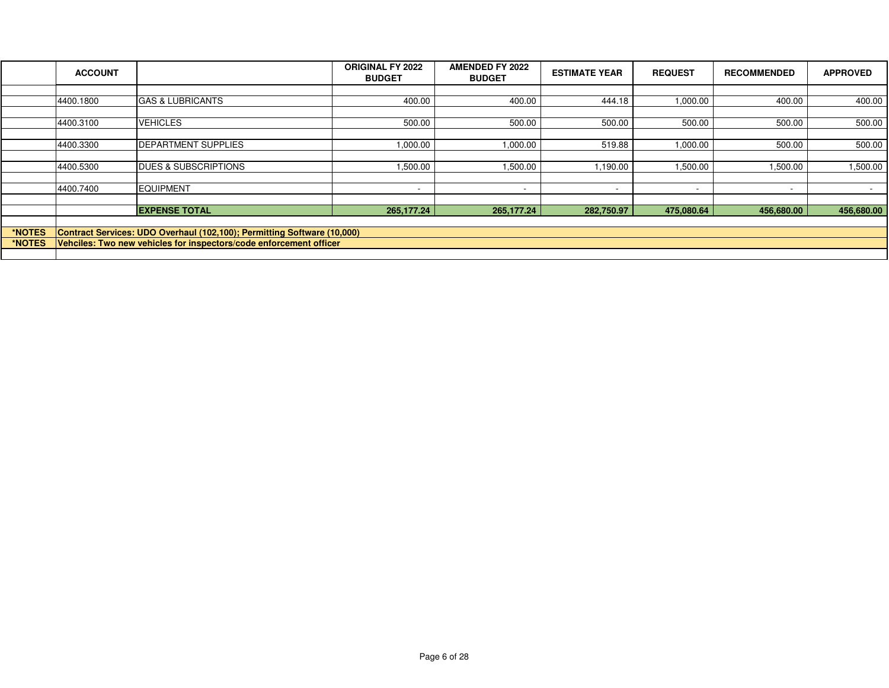| | ACCOUNT | | ORIGINAL FY 2022 BUDGET | AMENDED FY 2022 BUDGET | ESTIMATE YEAR | REQUEST | RECOMMENDED | APPROVED |
|---|---|---|---|---|---|---|---|---|
| | 4400.1800 | GAS & LUBRICANTS | 400.00 | 400.00 | 444.18 | 1,000.00 | 400.00 | 400.00 |
| | 4400.3100 | VEHICLES | 500.00 | 500.00 | 500.00 | 500.00 | 500.00 | 500.00 |
| | 4400.3300 | DEPARTMENT SUPPLIES | 1,000.00 | 1,000.00 | 519.88 | 1,000.00 | 500.00 | 500.00 |
| | 4400.5300 | DUES & SUBSCRIPTIONS | 1,500.00 | 1,500.00 | 1,190.00 | 1,500.00 | 1,500.00 | 1,500.00 |
| | 4400.7400 | EQUIPMENT | - | - | - | - | - | - |
| | | **EXPENSE TOTAL** | **265,177.24** | **265,177.24** | **282,750.97** | **475,080.64** | **456,680.00** | **456,680.00** |

**\*NOTES** **Contract Services: UDO Overhaul (102,100); Permitting Software (10,000)**

**\*NOTES** **Vehciles: Two new vehicles for inspectors/code enforcement officer**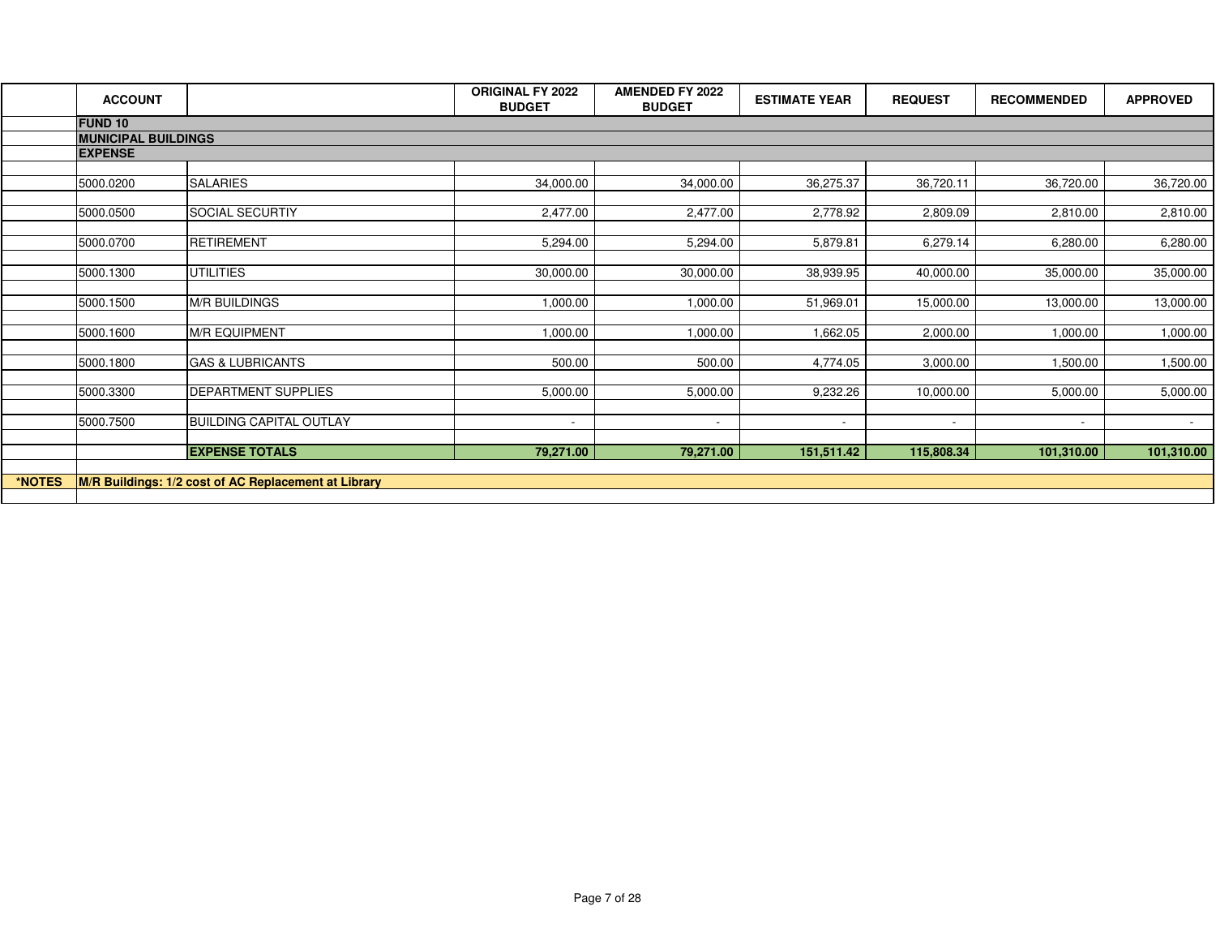| | ACCOUNT | | ORIGINAL FY 2022 BUDGET | AMENDED FY 2022 BUDGET | ESTIMATE YEAR | REQUEST | RECOMMENDED | APPROVED |
|---|---|---|---|---|---|---|---|---|
| | **FUND 10** | | | | | | | |
| | **MUNICIPAL BUILDINGS** | | | | | | | |
| | **EXPENSE** | | | | | | | |
| | 5000.0200 | SALARIES | 34,000.00 | 34,000.00 | 36,275.37 | 36,720.11 | 36,720.00 | 36,720.00 |
| | 5000.0500 | SOCIAL SECURTIY | 2,477.00 | 2,477.00 | 2,778.92 | 2,809.09 | 2,810.00 | 2,810.00 |
| | 5000.0700 | RETIREMENT | 5,294.00 | 5,294.00 | 5,879.81 | 6,279.14 | 6,280.00 | 6,280.00 |
| | 5000.1300 | UTILITIES | 30,000.00 | 30,000.00 | 38,939.95 | 40,000.00 | 35,000.00 | 35,000.00 |
| | 5000.1500 | M/R BUILDINGS | 1,000.00 | 1,000.00 | 51,969.01 | 15,000.00 | 13,000.00 | 13,000.00 |
| | 5000.1600 | M/R EQUIPMENT | 1,000.00 | 1,000.00 | 1,662.05 | 2,000.00 | 1,000.00 | 1,000.00 |
| | 5000.1800 | GAS & LUBRICANTS | 500.00 | 500.00 | 4,774.05 | 3,000.00 | 1,500.00 | 1,500.00 |
| | 5000.3300 | DEPARTMENT SUPPLIES | 5,000.00 | 5,000.00 | 9,232.26 | 10,000.00 | 5,000.00 | 5,000.00 |
| | 5000.7500 | BUILDING CAPITAL OUTLAY | - | - | - | - | - | - |
| | | **EXPENSE TOTALS** | **79,271.00** | **79,271.00** | **151,511.42** | **115,808.34** | **101,310.00** | **101,310.00** |
| ***NOTES** | **M/R Buildings: 1/2 cost of AC Replacement at Library** | | | | | | | |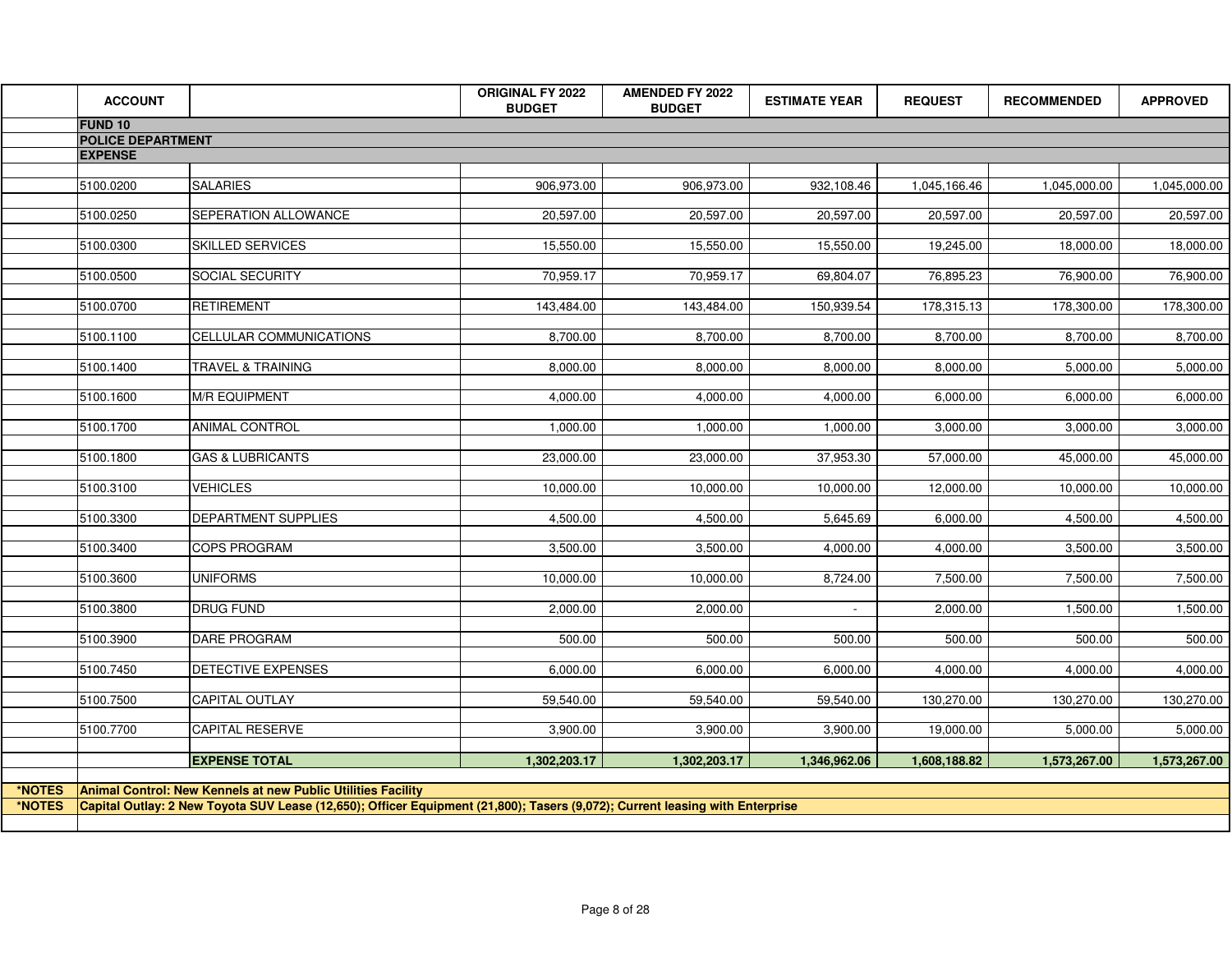| ACCOUNT | | ORIGINAL FY 2022 BUDGET | AMENDED FY 2022 BUDGET | ESTIMATE YEAR | REQUEST | RECOMMENDED | APPROVED |
|---|---|---|---|---|---|---|---|
| **FUND 10** | | | | | | | |
| **POLICE DEPARTMENT** | | | | | | | |
| **EXPENSE** | | | | | | | |
| 5100.0200 | SALARIES | 906,973.00 | 906,973.00 | 932,108.46 | 1,045,166.46 | 1,045,000.00 | 1,045,000.00 |
| 5100.0250 | SEPERATION ALLOWANCE | 20,597.00 | 20,597.00 | 20,597.00 | 20,597.00 | 20,597.00 | 20,597.00 |
| 5100.0300 | SKILLED SERVICES | 15,550.00 | 15,550.00 | 15,550.00 | 19,245.00 | 18,000.00 | 18,000.00 |
| 5100.0500 | SOCIAL SECURITY | 70,959.17 | 70,959.17 | 69,804.07 | 76,895.23 | 76,900.00 | 76,900.00 |
| 5100.0700 | RETIREMENT | 143,484.00 | 143,484.00 | 150,939.54 | 178,315.13 | 178,300.00 | 178,300.00 |
| 5100.1100 | CELLULAR COMMUNICATIONS | 8,700.00 | 8,700.00 | 8,700.00 | 8,700.00 | 8,700.00 | 8,700.00 |
| 5100.1400 | TRAVEL & TRAINING | 8,000.00 | 8,000.00 | 8,000.00 | 8,000.00 | 5,000.00 | 5,000.00 |
| 5100.1600 | M/R EQUIPMENT | 4,000.00 | 4,000.00 | 4,000.00 | 6,000.00 | 6,000.00 | 6,000.00 |
| 5100.1700 | ANIMAL CONTROL | 1,000.00 | 1,000.00 | 1,000.00 | 3,000.00 | 3,000.00 | 3,000.00 |
| 5100.1800 | GAS & LUBRICANTS | 23,000.00 | 23,000.00 | 37,953.30 | 57,000.00 | 45,000.00 | 45,000.00 |
| 5100.3100 | VEHICLES | 10,000.00 | 10,000.00 | 10,000.00 | 12,000.00 | 10,000.00 | 10,000.00 |
| 5100.3300 | DEPARTMENT SUPPLIES | 4,500.00 | 4,500.00 | 5,645.69 | 6,000.00 | 4,500.00 | 4,500.00 |
| 5100.3400 | COPS PROGRAM | 3,500.00 | 3,500.00 | 4,000.00 | 4,000.00 | 3,500.00 | 3,500.00 |
| 5100.3600 | UNIFORMS | 10,000.00 | 10,000.00 | 8,724.00 | 7,500.00 | 7,500.00 | 7,500.00 |
| 5100.3800 | DRUG FUND | 2,000.00 | 2,000.00 | - | 2,000.00 | 1,500.00 | 1,500.00 |
| 5100.3900 | DARE PROGRAM | 500.00 | 500.00 | 500.00 | 500.00 | 500.00 | 500.00 |
| 5100.7450 | DETECTIVE EXPENSES | 6,000.00 | 6,000.00 | 6,000.00 | 4,000.00 | 4,000.00 | 4,000.00 |
| 5100.7500 | CAPITAL OUTLAY | 59,540.00 | 59,540.00 | 59,540.00 | 130,270.00 | 130,270.00 | 130,270.00 |
| 5100.7700 | CAPITAL RESERVE | 3,900.00 | 3,900.00 | 3,900.00 | 19,000.00 | 5,000.00 | 5,000.00 |
| | **EXPENSE TOTAL** | **1,302,203.17** | **1,302,203.17** | **1,346,962.06** | **1,608,188.82** | **1,573,267.00** | **1,573,267.00** |

**\*NOTES** **Animal Control: New Kennels at new Public Utilities Facility**

**\*NOTES** **Capital Outlay: 2 New Toyota SUV Lease (12,650); Officer Equipment (21,800); Tasers (9,072); Current leasing with Enterprise**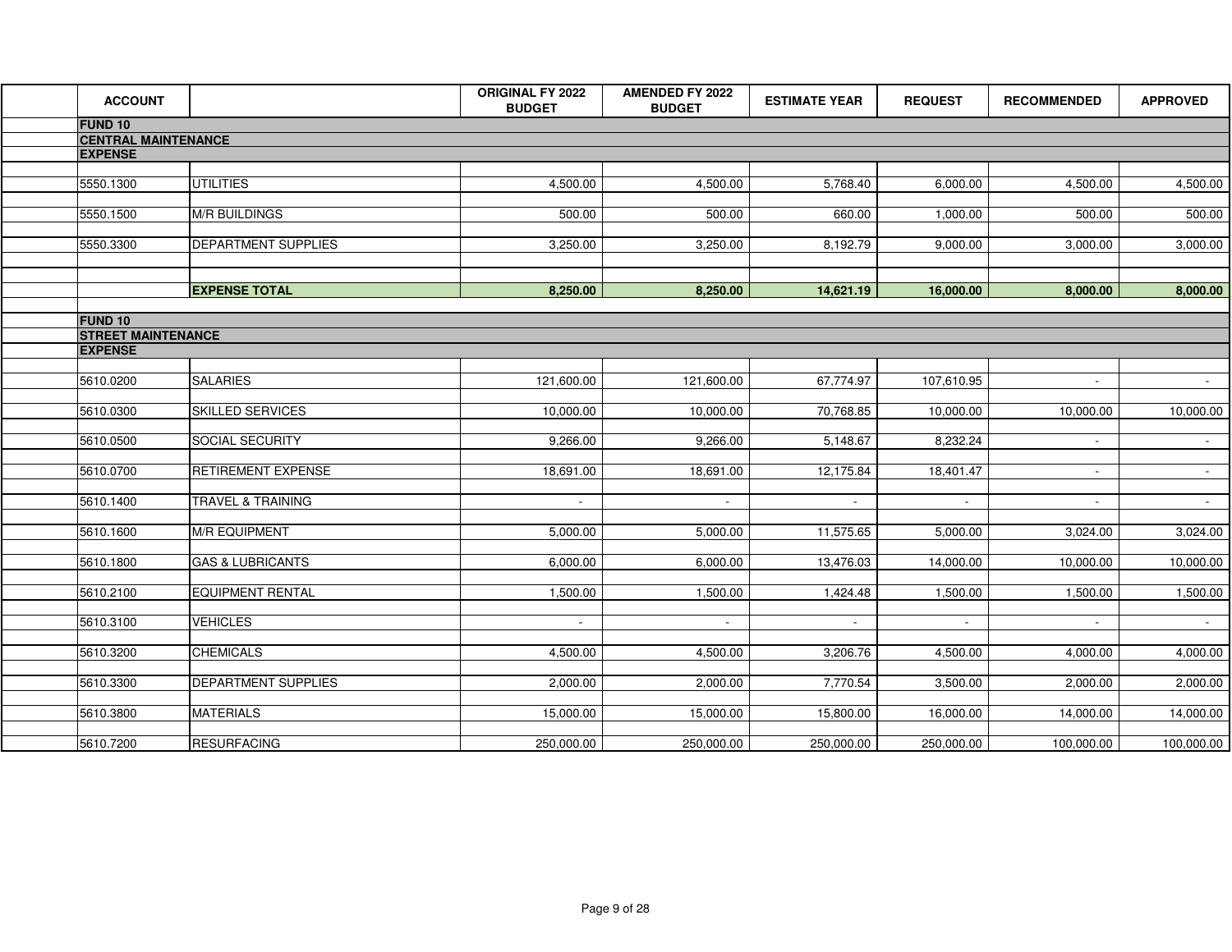| ACCOUNT | | ORIGINAL FY 2022 BUDGET | AMENDED FY 2022 BUDGET | ESTIMATE YEAR | REQUEST | RECOMMENDED | APPROVED |
|---|---|---|---|---|---|---|---|
| **FUND 10** | | | | | | | |
| **CENTRAL MAINTENANCE** | | | | | | | |
| **EXPENSE** | | | | | | | |
| 5550.1300 | UTILITIES | 4,500.00 | 4,500.00 | 5,768.40 | 6,000.00 | 4,500.00 | 4,500.00 |
| 5550.1500 | M/R BUILDINGS | 500.00 | 500.00 | 660.00 | 1,000.00 | 500.00 | 500.00 |
| 5550.3300 | DEPARTMENT SUPPLIES | 3,250.00 | 3,250.00 | 8,192.79 | 9,000.00 | 3,000.00 | 3,000.00 |
| | **EXPENSE TOTAL** | **8,250.00** | **8,250.00** | **14,621.19** | **16,000.00** | **8,000.00** | **8,000.00** |
| **FUND 10** | | | | | | | |
| **STREET MAINTENANCE** | | | | | | | |
| **EXPENSE** | | | | | | | |
| 5610.0200 | SALARIES | 121,600.00 | 121,600.00 | 67,774.97 | 107,610.95 | - | - |
| 5610.0300 | SKILLED SERVICES | 10,000.00 | 10,000.00 | 70,768.85 | 10,000.00 | 10,000.00 | 10,000.00 |
| 5610.0500 | SOCIAL SECURITY | 9,266.00 | 9,266.00 | 5,148.67 | 8,232.24 | - | - |
| 5610.0700 | RETIREMENT EXPENSE | 18,691.00 | 18,691.00 | 12,175.84 | 18,401.47 | - | - |
| 5610.1400 | TRAVEL & TRAINING | - | - | - | - | - | - |
| 5610.1600 | M/R EQUIPMENT | 5,000.00 | 5,000.00 | 11,575.65 | 5,000.00 | 3,024.00 | 3,024.00 |
| 5610.1800 | GAS & LUBRICANTS | 6,000.00 | 6,000.00 | 13,476.03 | 14,000.00 | 10,000.00 | 10,000.00 |
| 5610.2100 | EQUIPMENT RENTAL | 1,500.00 | 1,500.00 | 1,424.48 | 1,500.00 | 1,500.00 | 1,500.00 |
| 5610.3100 | VEHICLES | - | - | - | - | - | - |
| 5610.3200 | CHEMICALS | 4,500.00 | 4,500.00 | 3,206.76 | 4,500.00 | 4,000.00 | 4,000.00 |
| 5610.3300 | DEPARTMENT SUPPLIES | 2,000.00 | 2,000.00 | 7,770.54 | 3,500.00 | 2,000.00 | 2,000.00 |
| 5610.3800 | MATERIALS | 15,000.00 | 15,000.00 | 15,800.00 | 16,000.00 | 14,000.00 | 14,000.00 |
| 5610.7200 | RESURFACING | 250,000.00 | 250,000.00 | 250,000.00 | 250,000.00 | 100,000.00 | 100,000.00 |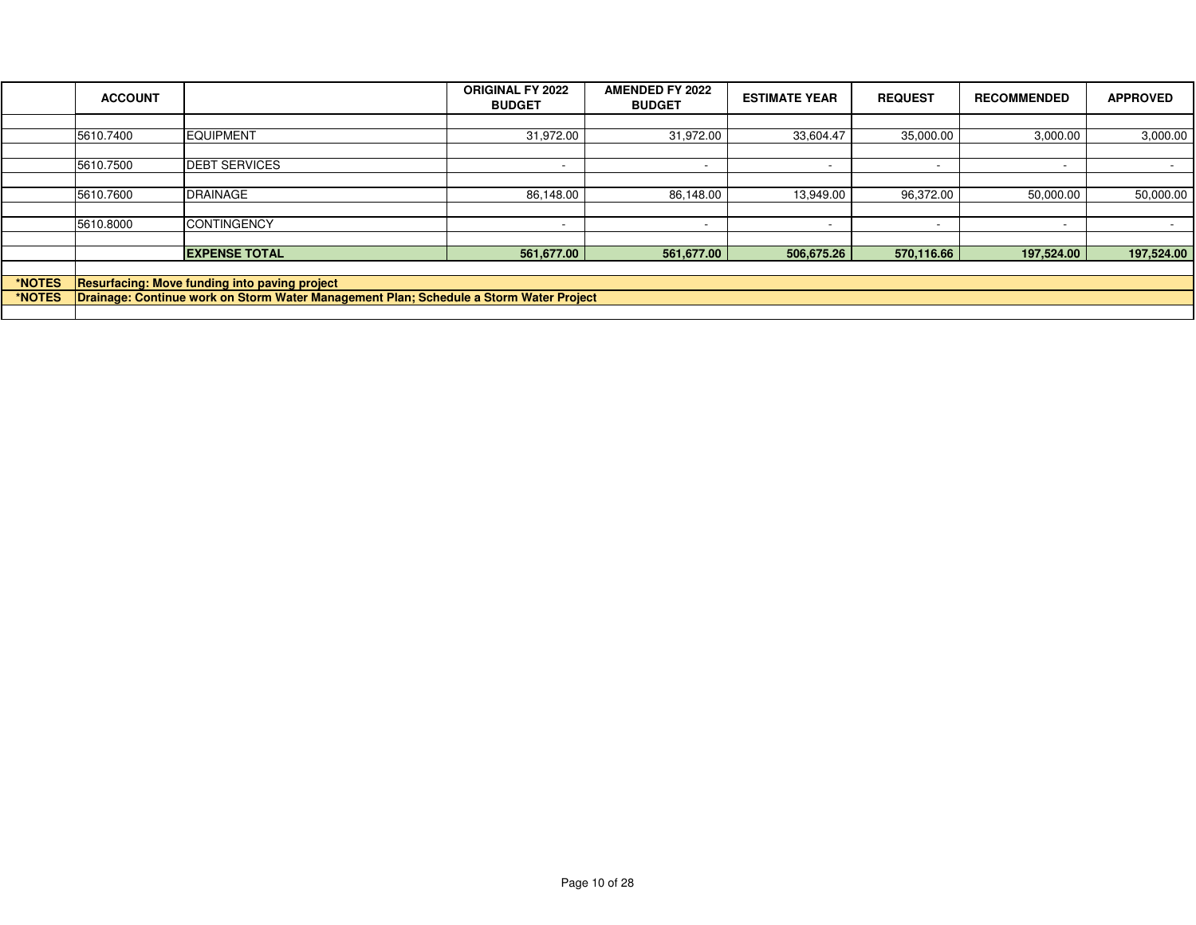| | ACCOUNT | | ORIGINAL FY 2022 BUDGET | AMENDED FY 2022 BUDGET | ESTIMATE YEAR | REQUEST | RECOMMENDED | APPROVED |
|---|---|---|---|---|---|---|---|---|
| | 5610.7400 | EQUIPMENT | 31,972.00 | 31,972.00 | 33,604.47 | 35,000.00 | 3,000.00 | 3,000.00 |
| | 5610.7500 | DEBT SERVICES | - | - | - | - | - | - |
| | 5610.7600 | DRAINAGE | 86,148.00 | 86,148.00 | 13,949.00 | 96,372.00 | 50,000.00 | 50,000.00 |
| | 5610.8000 | CONTINGENCY | - | - | - | - | - | - |
| | | **EXPENSE TOTAL** | **561,677.00** | **561,677.00** | **506,675.26** | **570,116.66** | **197,524.00** | **197,524.00** |
| **\*NOTES** | **Resurfacing: Move funding into paving project** | | | | | | | |
| **\*NOTES** | **Drainage: Continue work on Storm Water Management Plan; Schedule a Storm Water Project** | | | | | | | |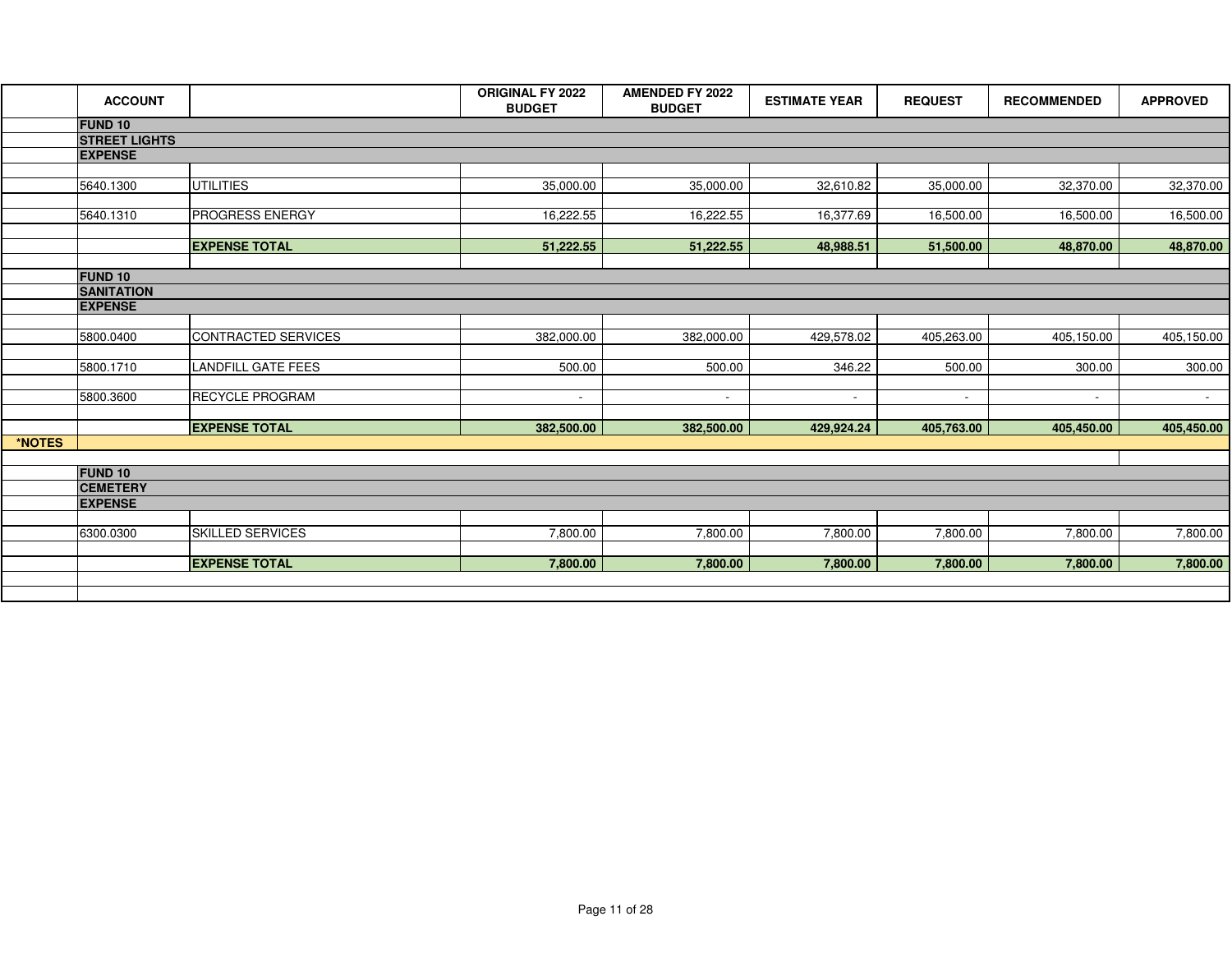| | ACCOUNT | | ORIGINAL FY 2022 BUDGET | AMENDED FY 2022 BUDGET | ESTIMATE YEAR | REQUEST | RECOMMENDED | APPROVED |
|---|---|---|---|---|---|---|---|---|
| | **FUND 10** | | | | | | | |
| | **STREET LIGHTS** | | | | | | | |
| | **EXPENSE** | | | | | | | |
| | 5640.1300 | UTILITIES | 35,000.00 | 35,000.00 | 32,610.82 | 35,000.00 | 32,370.00 | 32,370.00 |
| | 5640.1310 | PROGRESS ENERGY | 16,222.55 | 16,222.55 | 16,377.69 | 16,500.00 | 16,500.00 | 16,500.00 |
| | | **EXPENSE TOTAL** | **51,222.55** | **51,222.55** | **48,988.51** | **51,500.00** | **48,870.00** | **48,870.00** |
| | **FUND 10** | | | | | | | |
| | **SANITATION** | | | | | | | |
| | **EXPENSE** | | | | | | | |
| | 5800.0400 | CONTRACTED SERVICES | 382,000.00 | 382,000.00 | 429,578.02 | 405,263.00 | 405,150.00 | 405,150.00 |
| | 5800.1710 | LANDFILL GATE FEES | 500.00 | 500.00 | 346.22 | 500.00 | 300.00 | 300.00 |
| | 5800.3600 | RECYCLE PROGRAM | - | - | - | - | - | - |
| | | **EXPENSE TOTAL** | **382,500.00** | **382,500.00** | **429,924.24** | **405,763.00** | **405,450.00** | **405,450.00** |
| ***NOTES** | | | | | | | | |
| | **FUND 10** | | | | | | | |
| | **CEMETERY** | | | | | | | |
| | **EXPENSE** | | | | | | | |
| | 6300.0300 | SKILLED SERVICES | 7,800.00 | 7,800.00 | 7,800.00 | 7,800.00 | 7,800.00 | 7,800.00 |
| | | **EXPENSE TOTAL** | **7,800.00** | **7,800.00** | **7,800.00** | **7,800.00** | **7,800.00** | **7,800.00** |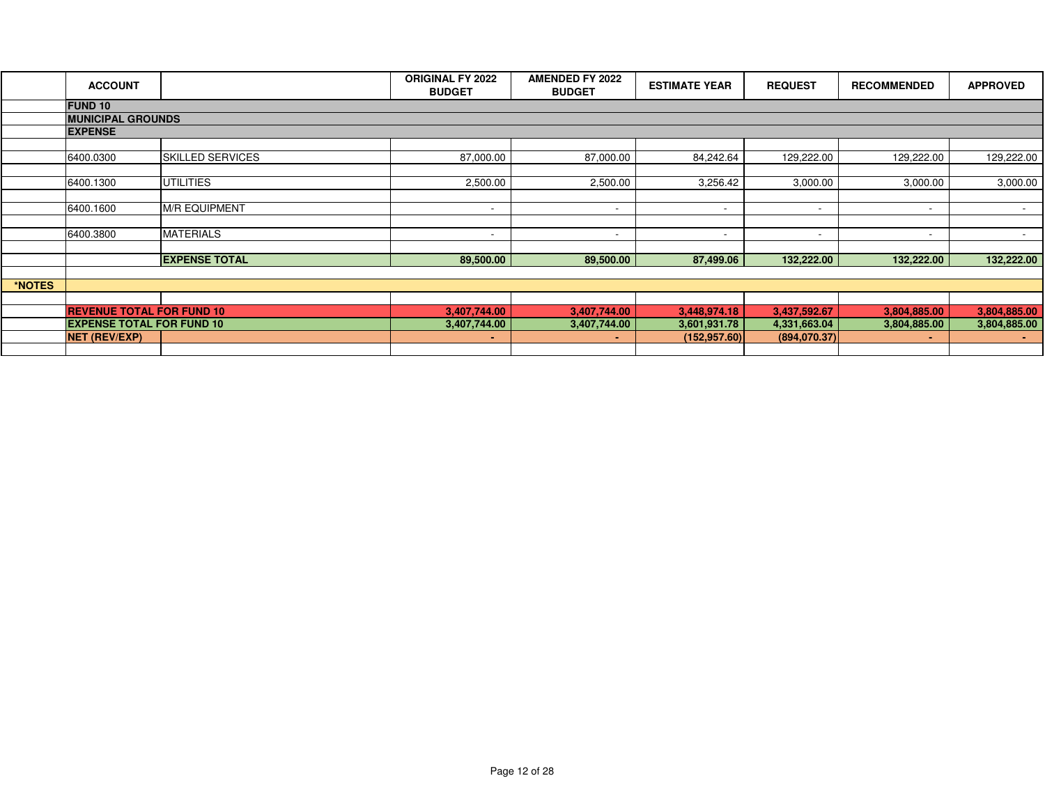| | ACCOUNT | | ORIGINAL FY 2022 BUDGET | AMENDED FY 2022 BUDGET | ESTIMATE YEAR | REQUEST | RECOMMENDED | APPROVED |
|---|---|---|---|---|---|---|---|---|
| | **FUND 10** | | | | | | | |
| | **MUNICIPAL GROUNDS** | | | | | | | |
| | **EXPENSE** | | | | | | | |
| | | | | | | | | |
| | 6400.0300 | SKILLED SERVICES | 87,000.00 | 87,000.00 | 84,242.64 | 129,222.00 | 129,222.00 | 129,222.00 |
| | | | | | | | | |
| | 6400.1300 | UTILITIES | 2,500.00 | 2,500.00 | 3,256.42 | 3,000.00 | 3,000.00 | 3,000.00 |
| | | | | | | | | |
| | 6400.1600 | M/R EQUIPMENT | - | - | - | - | - | - |
| | | | | | | | | |
| | 6400.3800 | MATERIALS | - | - | - | - | - | - |
| | | | | | | | | |
| | | **EXPENSE TOTAL** | **89,500.00** | **89,500.00** | **87,499.06** | **132,222.00** | **132,222.00** | **132,222.00** |
| | | | | | | | | |
| ***NOTES** | | | | | | | | |
| | | | | | | | | |
| | **REVENUE TOTAL FOR FUND 10** | | **3,407,744.00** | **3,407,744.00** | **3,448,974.18** | **3,437,592.67** | **3,804,885.00** | **3,804,885.00** |
| | **EXPENSE TOTAL FOR FUND 10** | | **3,407,744.00** | **3,407,744.00** | **3,601,931.78** | **4,331,663.04** | **3,804,885.00** | **3,804,885.00** |
| | **NET (REV/EXP)** | | **-** | **-** | **(152,957.60)** | **(894,070.37)** | **-** | **-** |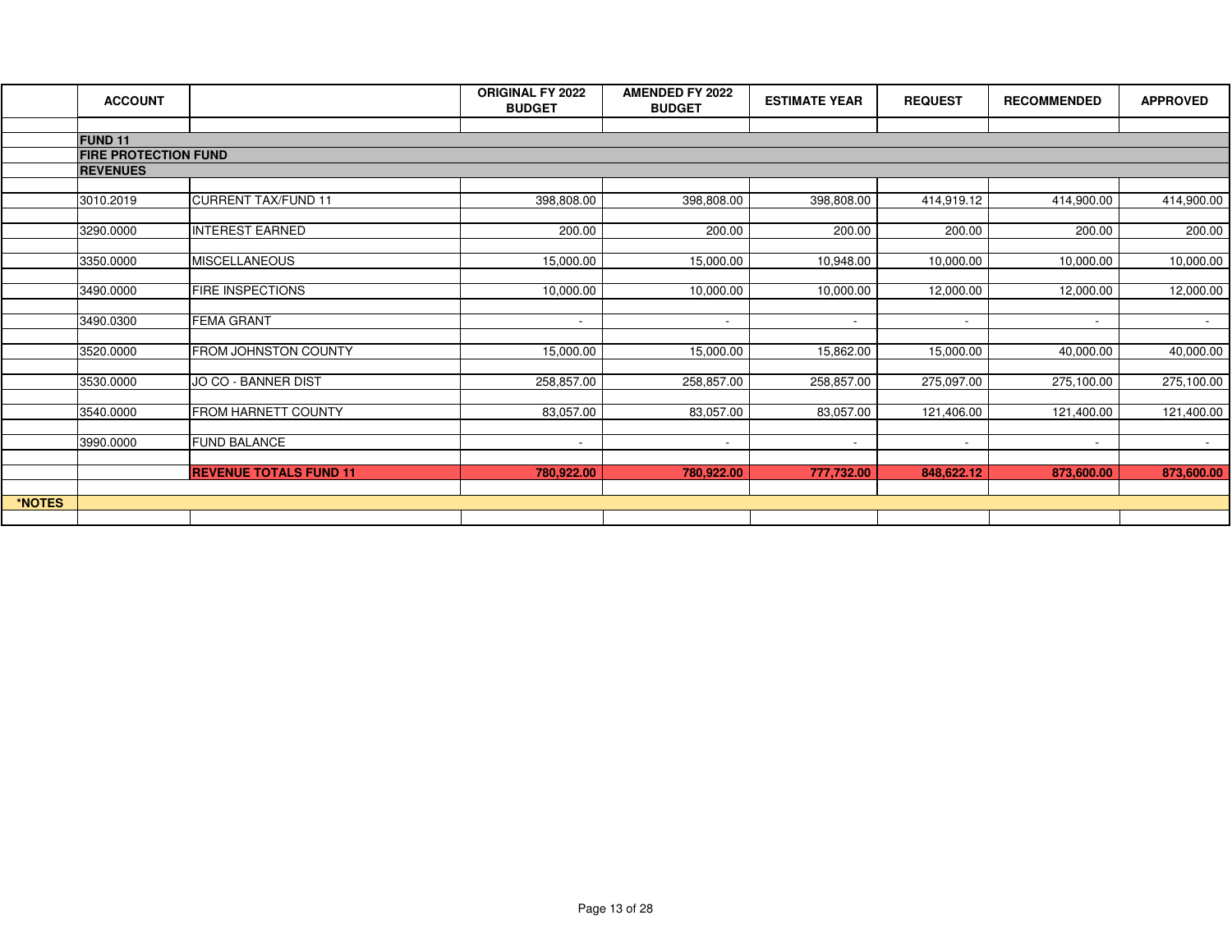| | ACCOUNT | | ORIGINAL FY 2022 BUDGET | AMENDED FY 2022 BUDGET | ESTIMATE YEAR | REQUEST | RECOMMENDED | APPROVED |
|---|---|---|---|---|---|---|---|---|
| | **FUND 11** | | | | | | | |
| | **FIRE PROTECTION FUND** | | | | | | | |
| | **REVENUES** | | | | | | | |
| | 3010.2019 | CURRENT TAX/FUND 11 | 398,808.00 | 398,808.00 | 398,808.00 | 414,919.12 | 414,900.00 | 414,900.00 |
| | 3290.0000 | INTEREST EARNED | 200.00 | 200.00 | 200.00 | 200.00 | 200.00 | 200.00 |
| | 3350.0000 | MISCELLANEOUS | 15,000.00 | 15,000.00 | 10,948.00 | 10,000.00 | 10,000.00 | 10,000.00 |
| | 3490.0000 | FIRE INSPECTIONS | 10,000.00 | 10,000.00 | 10,000.00 | 12,000.00 | 12,000.00 | 12,000.00 |
| | 3490.0300 | FEMA GRANT | - | - | - | - | - | - |
| | 3520.0000 | FROM JOHNSTON COUNTY | 15,000.00 | 15,000.00 | 15,862.00 | 15,000.00 | 40,000.00 | 40,000.00 |
| | 3530.0000 | JO CO - BANNER DIST | 258,857.00 | 258,857.00 | 258,857.00 | 275,097.00 | 275,100.00 | 275,100.00 |
| | 3540.0000 | FROM HARNETT COUNTY | 83,057.00 | 83,057.00 | 83,057.00 | 121,406.00 | 121,400.00 | 121,400.00 |
| | 3990.0000 | FUND BALANCE | - | - | - | - | - | - |
| | | **REVENUE TOTALS FUND 11** | **780,922.00** | **780,922.00** | **777,732.00** | **848,622.12** | **873,600.00** | **873,600.00** |
| ***NOTES** | | | | | | | | |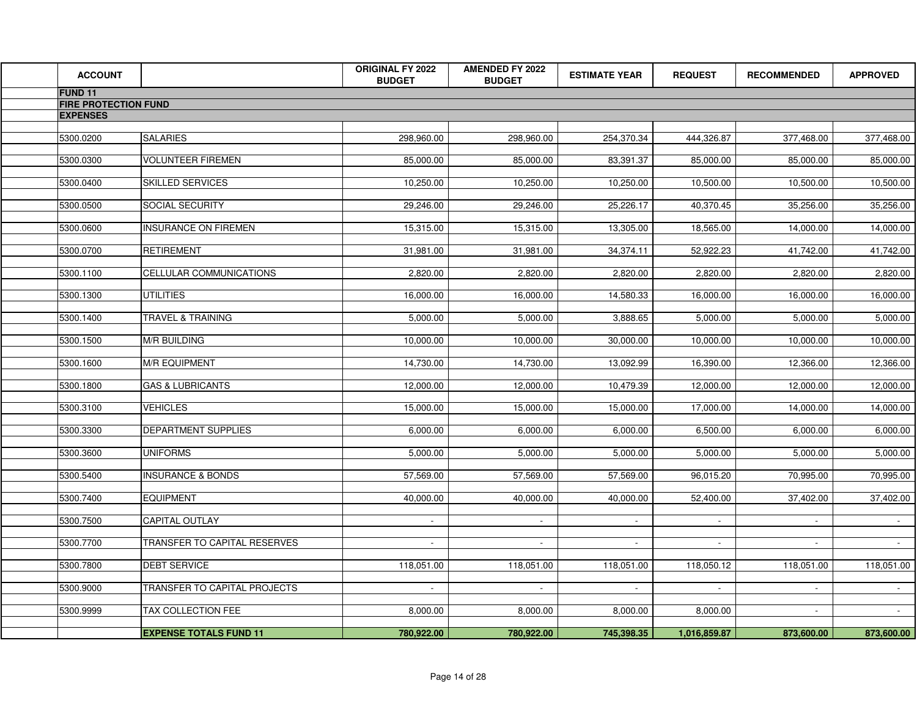| ACCOUNT | | ORIGINAL FY 2022 BUDGET | AMENDED FY 2022 BUDGET | ESTIMATE YEAR | REQUEST | RECOMMENDED | APPROVED |
|---|---|---|---|---|---|---|---|
| **FUND 11** | | | | | | | |
| **FIRE PROTECTION FUND** | | | | | | | |
| **EXPENSES** | | | | | | | |
| 5300.0200 | SALARIES | 298,960.00 | 298,960.00 | 254,370.34 | 444,326.87 | 377,468.00 | 377,468.00 |
| 5300.0300 | VOLUNTEER FIREMEN | 85,000.00 | 85,000.00 | 83,391.37 | 85,000.00 | 85,000.00 | 85,000.00 |
| 5300.0400 | SKILLED SERVICES | 10,250.00 | 10,250.00 | 10,250.00 | 10,500.00 | 10,500.00 | 10,500.00 |
| 5300.0500 | SOCIAL SECURITY | 29,246.00 | 29,246.00 | 25,226.17 | 40,370.45 | 35,256.00 | 35,256.00 |
| 5300.0600 | INSURANCE ON FIREMEN | 15,315.00 | 15,315.00 | 13,305.00 | 18,565.00 | 14,000.00 | 14,000.00 |
| 5300.0700 | RETIREMENT | 31,981.00 | 31,981.00 | 34,374.11 | 52,922.23 | 41,742.00 | 41,742.00 |
| 5300.1100 | CELLULAR COMMUNICATIONS | 2,820.00 | 2,820.00 | 2,820.00 | 2,820.00 | 2,820.00 | 2,820.00 |
| 5300.1300 | UTILITIES | 16,000.00 | 16,000.00 | 14,580.33 | 16,000.00 | 16,000.00 | 16,000.00 |
| 5300.1400 | TRAVEL & TRAINING | 5,000.00 | 5,000.00 | 3,888.65 | 5,000.00 | 5,000.00 | 5,000.00 |
| 5300.1500 | M/R BUILDING | 10,000.00 | 10,000.00 | 30,000.00 | 10,000.00 | 10,000.00 | 10,000.00 |
| 5300.1600 | M/R EQUIPMENT | 14,730.00 | 14,730.00 | 13,092.99 | 16,390.00 | 12,366.00 | 12,366.00 |
| 5300.1800 | GAS & LUBRICANTS | 12,000.00 | 12,000.00 | 10,479.39 | 12,000.00 | 12,000.00 | 12,000.00 |
| 5300.3100 | VEHICLES | 15,000.00 | 15,000.00 | 15,000.00 | 17,000.00 | 14,000.00 | 14,000.00 |
| 5300.3300 | DEPARTMENT SUPPLIES | 6,000.00 | 6,000.00 | 6,000.00 | 6,500.00 | 6,000.00 | 6,000.00 |
| 5300.3600 | UNIFORMS | 5,000.00 | 5,000.00 | 5,000.00 | 5,000.00 | 5,000.00 | 5,000.00 |
| 5300.5400 | INSURANCE & BONDS | 57,569.00 | 57,569.00 | 57,569.00 | 96,015.20 | 70,995.00 | 70,995.00 |
| 5300.7400 | EQUIPMENT | 40,000.00 | 40,000.00 | 40,000.00 | 52,400.00 | 37,402.00 | 37,402.00 |
| 5300.7500 | CAPITAL OUTLAY | - | - | - | - | - | - |
| 5300.7700 | TRANSFER TO CAPITAL RESERVES | - | - | - | - | - | - |
| 5300.7800 | DEBT SERVICE | 118,051.00 | 118,051.00 | 118,051.00 | 118,050.12 | 118,051.00 | 118,051.00 |
| 5300.9000 | TRANSFER TO CAPITAL PROJECTS | - | - | - | - | - | - |
| 5300.9999 | TAX COLLECTION FEE | 8,000.00 | 8,000.00 | 8,000.00 | 8,000.00 | - | - |
| | **EXPENSE TOTALS FUND 11** | **780,922.00** | **780,922.00** | **745,398.35** | **1,016,859.87** | **873,600.00** | **873,600.00** |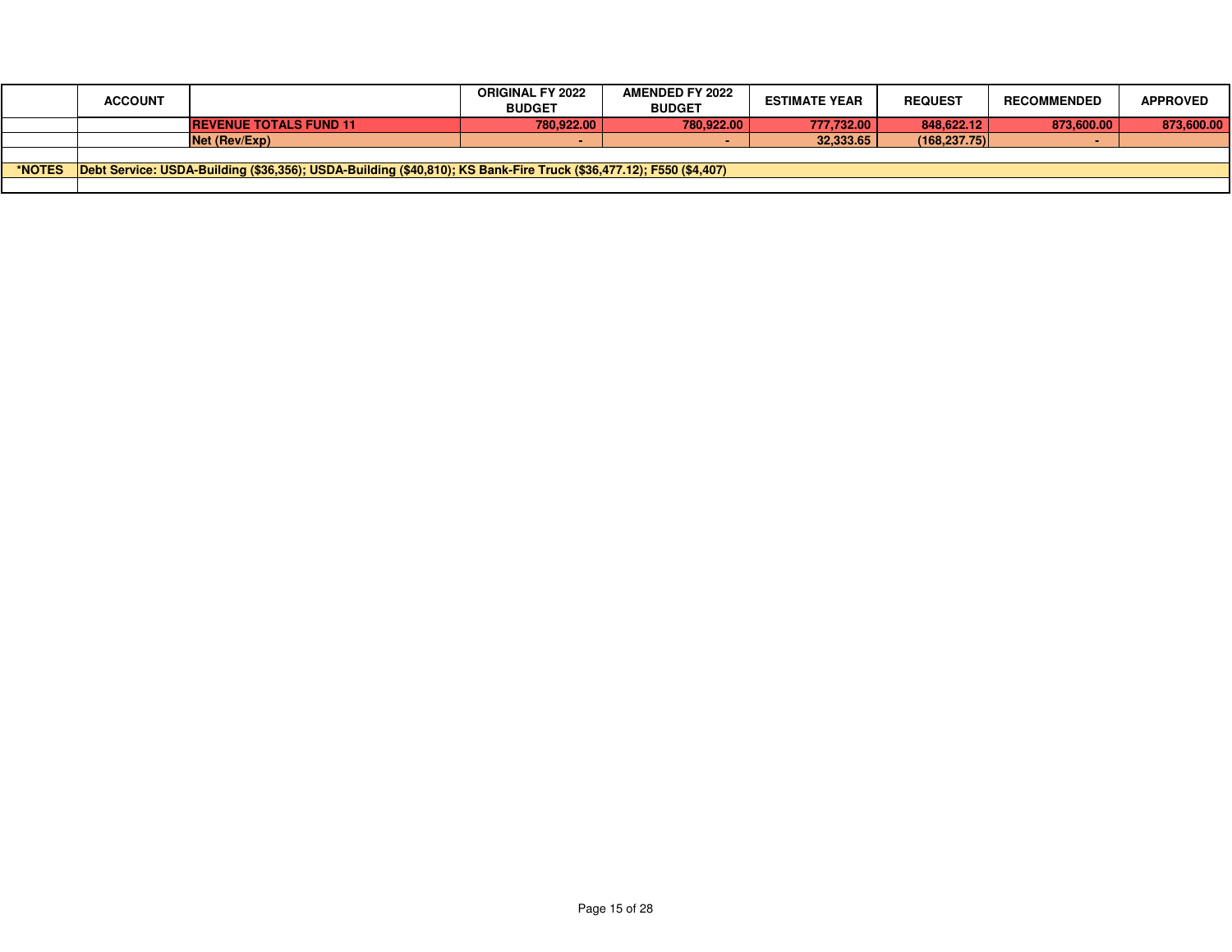| | ACCOUNT | | ORIGINAL FY 2022 BUDGET | AMENDED FY 2022 BUDGET | ESTIMATE YEAR | REQUEST | RECOMMENDED | APPROVED |
|---|---|---|---|---|---|---|---|---|
| | | **REVENUE TOTALS FUND 11** | **780,922.00** | **780,922.00** | **777,732.00** | **848,622.12** | **873,600.00** | **873,600.00** |
| | | **Net (Rev/Exp)** | **-** | **-** | **32,333.65** | **(168,237.75)** | **-** | |
| | | | | | | | | |
| ***NOTES** | **Debt Service: USDA-Building ($36,356); USDA-Building ($40,810); KS Bank-Fire Truck ($36,477.12); F550 ($4,407)** | | | | | | | |
| | | | | | | | | |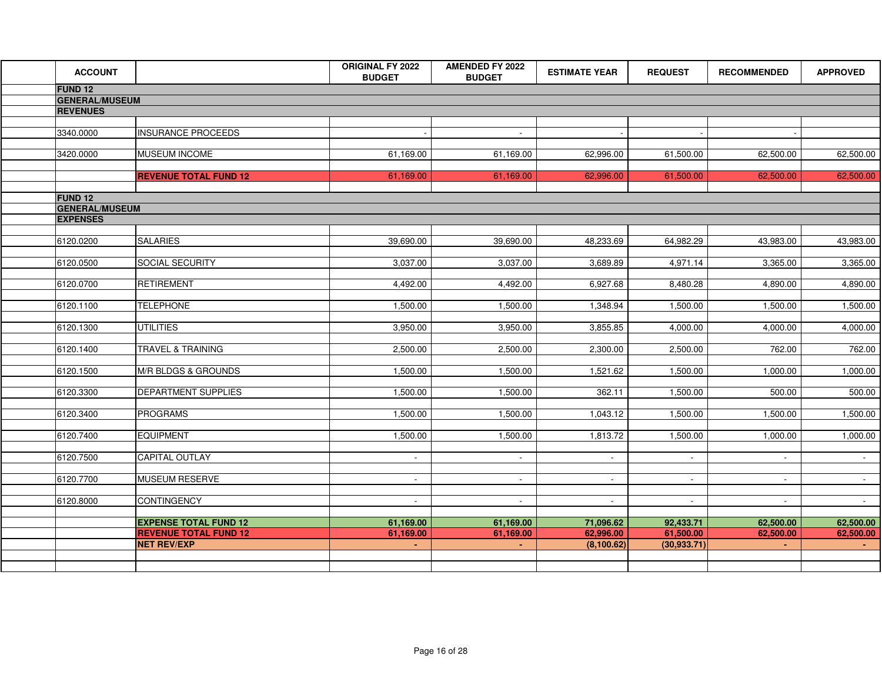| ACCOUNT | | ORIGINAL FY 2022 BUDGET | AMENDED FY 2022 BUDGET | ESTIMATE YEAR | REQUEST | RECOMMENDED | APPROVED |
|---|---|---|---|---|---|---|---|
| **FUND 12** | | | | | | | |
| **GENERAL/MUSEUM** | | | | | | | |
| **REVENUES** | | | | | | | |
| 3340.0000 | INSURANCE PROCEEDS | - | - | - | - | - | |
| 3420.0000 | MUSEUM INCOME | 61,169.00 | 61,169.00 | 62,996.00 | 61,500.00 | 62,500.00 | 62,500.00 |
| | **REVENUE TOTAL FUND 12** | 61,169.00 | 61,169.00 | 62,996.00 | 61,500.00 | 62,500.00 | 62,500.00 |
| **FUND 12** | | | | | | | |
| **GENERAL/MUSEUM** | | | | | | | |
| **EXPENSES** | | | | | | | |
| 6120.0200 | SALARIES | 39,690.00 | 39,690.00 | 48,233.69 | 64,982.29 | 43,983.00 | 43,983.00 |
| 6120.0500 | SOCIAL SECURITY | 3,037.00 | 3,037.00 | 3,689.89 | 4,971.14 | 3,365.00 | 3,365.00 |
| 6120.0700 | RETIREMENT | 4,492.00 | 4,492.00 | 6,927.68 | 8,480.28 | 4,890.00 | 4,890.00 |
| 6120.1100 | TELEPHONE | 1,500.00 | 1,500.00 | 1,348.94 | 1,500.00 | 1,500.00 | 1,500.00 |
| 6120.1300 | UTILITIES | 3,950.00 | 3,950.00 | 3,855.85 | 4,000.00 | 4,000.00 | 4,000.00 |
| 6120.1400 | TRAVEL & TRAINING | 2,500.00 | 2,500.00 | 2,300.00 | 2,500.00 | 762.00 | 762.00 |
| 6120.1500 | M/R BLDGS & GROUNDS | 1,500.00 | 1,500.00 | 1,521.62 | 1,500.00 | 1,000.00 | 1,000.00 |
| 6120.3300 | DEPARTMENT SUPPLIES | 1,500.00 | 1,500.00 | 362.11 | 1,500.00 | 500.00 | 500.00 |
| 6120.3400 | PROGRAMS | 1,500.00 | 1,500.00 | 1,043.12 | 1,500.00 | 1,500.00 | 1,500.00 |
| 6120.7400 | EQUIPMENT | 1,500.00 | 1,500.00 | 1,813.72 | 1,500.00 | 1,000.00 | 1,000.00 |
| 6120.7500 | CAPITAL OUTLAY | - | - | - | - | - | - |
| 6120.7700 | MUSEUM RESERVE | - | - | - | - | - | - |
| 6120.8000 | CONTINGENCY | - | - | - | - | - | - |
| | **EXPENSE TOTAL FUND 12** | **61,169.00** | **61,169.00** | **71,096.62** | **92,433.71** | **62,500.00** | **62,500.00** |
| | **REVENUE TOTAL FUND 12** | **61,169.00** | **61,169.00** | **62,996.00** | **61,500.00** | **62,500.00** | **62,500.00** |
| | **NET REV/EXP** | **-** | **-** | **(8,100.62)** | **(30,933.71)** | **-** | **-** |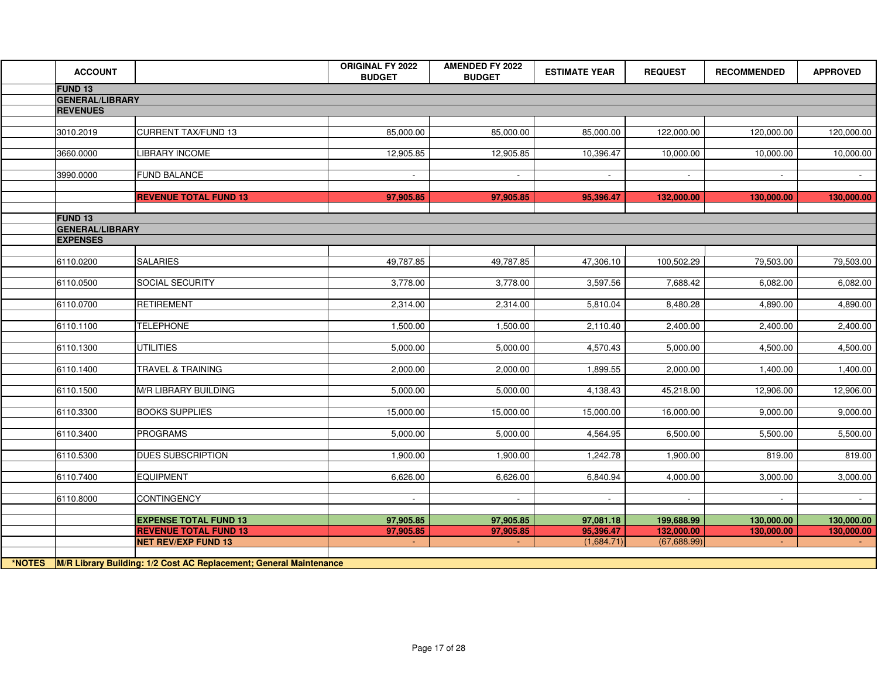| ACCOUNT | | ORIGINAL FY 2022 BUDGET | AMENDED FY 2022 BUDGET | ESTIMATE YEAR | REQUEST | RECOMMENDED | APPROVED |
|---|---|---|---|---|---|---|---|
| **FUND 13** | | | | | | | |
| **GENERAL/LIBRARY** | | | | | | | |
| **REVENUES** | | | | | | | |
| 3010.2019 | CURRENT TAX/FUND 13 | 85,000.00 | 85,000.00 | 85,000.00 | 122,000.00 | 120,000.00 | 120,000.00 |
| 3660.0000 | LIBRARY INCOME | 12,905.85 | 12,905.85 | 10,396.47 | 10,000.00 | 10,000.00 | 10,000.00 |
| 3990.0000 | FUND BALANCE | - | - | - | - | - | - |
| | **REVENUE TOTAL FUND 13** | **97,905.85** | **97,905.85** | **95,396.47** | **132,000.00** | **130,000.00** | **130,000.00** |
| **FUND 13** | | | | | | | |
| **GENERAL/LIBRARY** | | | | | | | |
| **EXPENSES** | | | | | | | |
| 6110.0200 | SALARIES | 49,787.85 | 49,787.85 | 47,306.10 | 100,502.29 | 79,503.00 | 79,503.00 |
| 6110.0500 | SOCIAL SECURITY | 3,778.00 | 3,778.00 | 3,597.56 | 7,688.42 | 6,082.00 | 6,082.00 |
| 6110.0700 | RETIREMENT | 2,314.00 | 2,314.00 | 5,810.04 | 8,480.28 | 4,890.00 | 4,890.00 |
| 6110.1100 | TELEPHONE | 1,500.00 | 1,500.00 | 2,110.40 | 2,400.00 | 2,400.00 | 2,400.00 |
| 6110.1300 | UTILITIES | 5,000.00 | 5,000.00 | 4,570.43 | 5,000.00 | 4,500.00 | 4,500.00 |
| 6110.1400 | TRAVEL & TRAINING | 2,000.00 | 2,000.00 | 1,899.55 | 2,000.00 | 1,400.00 | 1,400.00 |
| 6110.1500 | M/R LIBRARY BUILDING | 5,000.00 | 5,000.00 | 4,138.43 | 45,218.00 | 12,906.00 | 12,906.00 |
| 6110.3300 | BOOKS SUPPLIES | 15,000.00 | 15,000.00 | 15,000.00 | 16,000.00 | 9,000.00 | 9,000.00 |
| 6110.3400 | PROGRAMS | 5,000.00 | 5,000.00 | 4,564.95 | 6,500.00 | 5,500.00 | 5,500.00 |
| 6110.5300 | DUES SUBSCRIPTION | 1,900.00 | 1,900.00 | 1,242.78 | 1,900.00 | 819.00 | 819.00 |
| 6110.7400 | EQUIPMENT | 6,626.00 | 6,626.00 | 6,840.94 | 4,000.00 | 3,000.00 | 3,000.00 |
| 6110.8000 | CONTINGENCY | - | - | - | - | - | - |
| | **EXPENSE TOTAL FUND 13** | **97,905.85** | **97,905.85** | **97,081.18** | **199,688.99** | **130,000.00** | **130,000.00** |
| | **REVENUE TOTAL FUND 13** | **97,905.85** | **97,905.85** | **95,396.47** | **132,000.00** | **130,000.00** | **130,000.00** |
| | **NET REV/EXP FUND 13** | - | - | (1,684.71) | (67,688.99) | - | - |

**\*NOTES** **M/R Library Building: 1/2 Cost AC Replacement; General Maintenance**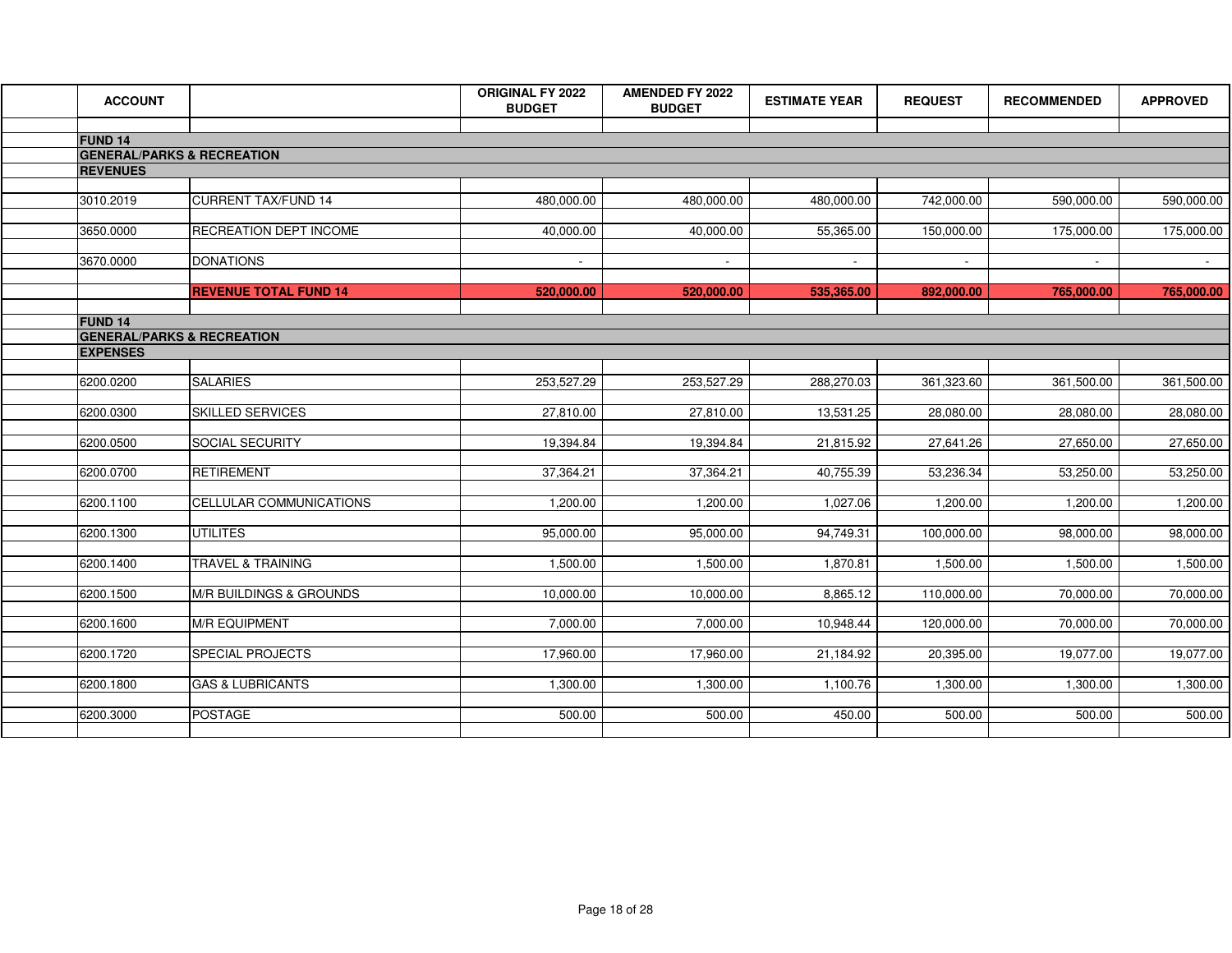| ACCOUNT | | ORIGINAL FY 2022 BUDGET | AMENDED FY 2022 BUDGET | ESTIMATE YEAR | REQUEST | RECOMMENDED | APPROVED |
|---|---|---|---|---|---|---|---|
| **FUND 14** | | | | | | | |
| **GENERAL/PARKS & RECREATION** | | | | | | | |
| **REVENUES** | | | | | | | |
| 3010.2019 | CURRENT TAX/FUND 14 | 480,000.00 | 480,000.00 | 480,000.00 | 742,000.00 | 590,000.00 | 590,000.00 |
| 3650.0000 | RECREATION DEPT INCOME | 40,000.00 | 40,000.00 | 55,365.00 | 150,000.00 | 175,000.00 | 175,000.00 |
| 3670.0000 | DONATIONS | - | - | - | - | - | - |
| | **REVENUE TOTAL FUND 14** | **520,000.00** | **520,000.00** | **535,365.00** | **892,000.00** | **765,000.00** | **765,000.00** |
| **FUND 14** | | | | | | | |
| **GENERAL/PARKS & RECREATION** | | | | | | | |
| **EXPENSES** | | | | | | | |
| 6200.0200 | SALARIES | 253,527.29 | 253,527.29 | 288,270.03 | 361,323.60 | 361,500.00 | 361,500.00 |
| 6200.0300 | SKILLED SERVICES | 27,810.00 | 27,810.00 | 13,531.25 | 28,080.00 | 28,080.00 | 28,080.00 |
| 6200.0500 | SOCIAL SECURITY | 19,394.84 | 19,394.84 | 21,815.92 | 27,641.26 | 27,650.00 | 27,650.00 |
| 6200.0700 | RETIREMENT | 37,364.21 | 37,364.21 | 40,755.39 | 53,236.34 | 53,250.00 | 53,250.00 |
| 6200.1100 | CELLULAR COMMUNICATIONS | 1,200.00 | 1,200.00 | 1,027.06 | 1,200.00 | 1,200.00 | 1,200.00 |
| 6200.1300 | UTILITES | 95,000.00 | 95,000.00 | 94,749.31 | 100,000.00 | 98,000.00 | 98,000.00 |
| 6200.1400 | TRAVEL & TRAINING | 1,500.00 | 1,500.00 | 1,870.81 | 1,500.00 | 1,500.00 | 1,500.00 |
| 6200.1500 | M/R BUILDINGS & GROUNDS | 10,000.00 | 10,000.00 | 8,865.12 | 110,000.00 | 70,000.00 | 70,000.00 |
| 6200.1600 | M/R EQUIPMENT | 7,000.00 | 7,000.00 | 10,948.44 | 120,000.00 | 70,000.00 | 70,000.00 |
| 6200.1720 | SPECIAL PROJECTS | 17,960.00 | 17,960.00 | 21,184.92 | 20,395.00 | 19,077.00 | 19,077.00 |
| 6200.1800 | GAS & LUBRICANTS | 1,300.00 | 1,300.00 | 1,100.76 | 1,300.00 | 1,300.00 | 1,300.00 |
| 6200.3000 | POSTAGE | 500.00 | 500.00 | 450.00 | 500.00 | 500.00 | 500.00 |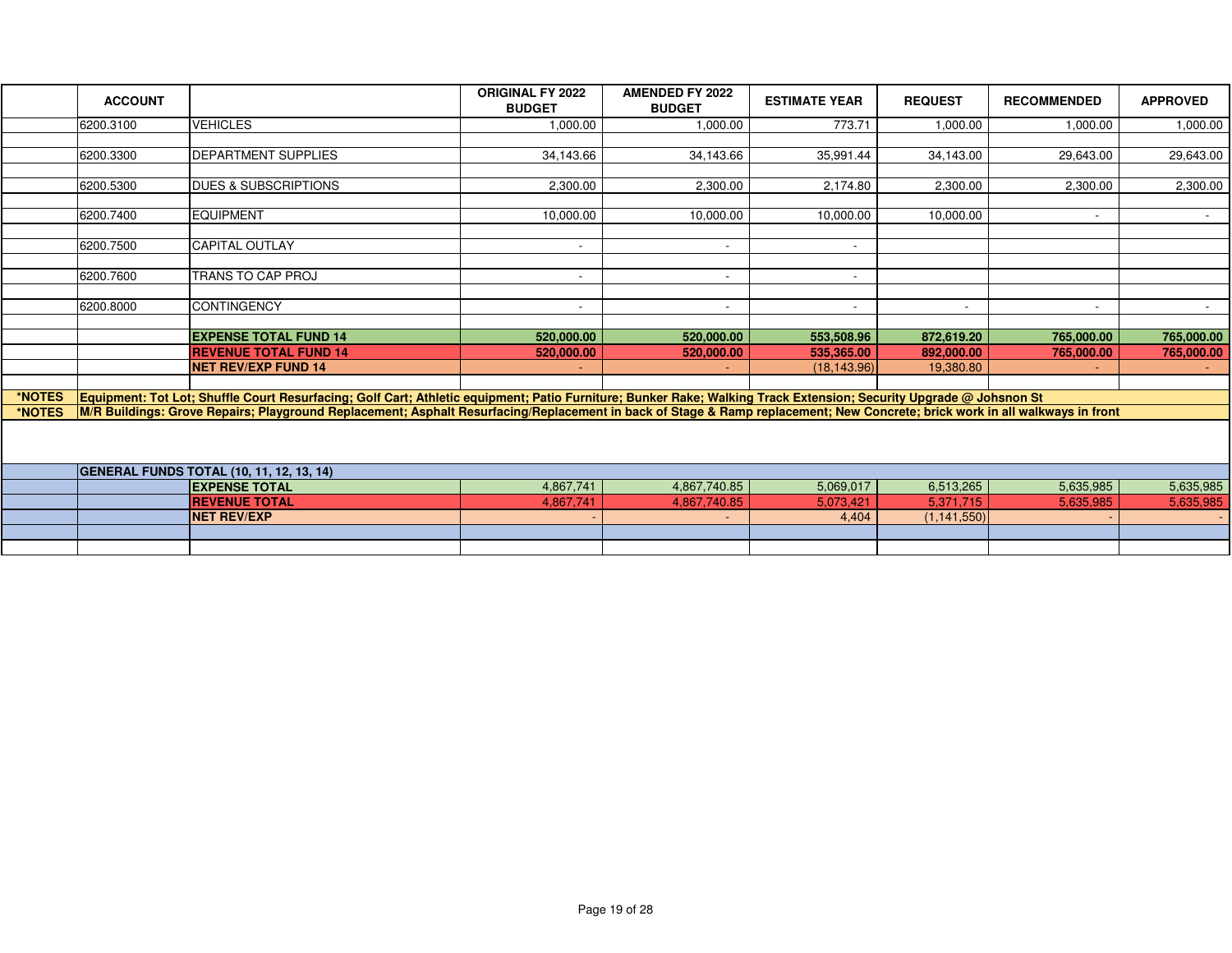| | ACCOUNT | | ORIGINAL FY 2022 BUDGET | AMENDED FY 2022 BUDGET | ESTIMATE YEAR | REQUEST | RECOMMENDED | APPROVED |
|---|---|---|---|---|---|---|---|---|
| | 6200.3100 | VEHICLES | 1,000.00 | 1,000.00 | 773.71 | 1,000.00 | 1,000.00 | 1,000.00 |
| | | | | | | | | |
| | 6200.3300 | DEPARTMENT SUPPLIES | 34,143.66 | 34,143.66 | 35,991.44 | 34,143.00 | 29,643.00 | 29,643.00 |
| | | | | | | | | |
| | 6200.5300 | DUES & SUBSCRIPTIONS | 2,300.00 | 2,300.00 | 2,174.80 | 2,300.00 | 2,300.00 | 2,300.00 |
| | | | | | | | | |
| | 6200.7400 | EQUIPMENT | 10,000.00 | 10,000.00 | 10,000.00 | 10,000.00 | - | - |
| | | | | | | | | |
| | 6200.7500 | CAPITAL OUTLAY | - | - | - | | | |
| | | | | | | | | |
| | 6200.7600 | TRANS TO CAP PROJ | - | - | - | | | |
| | | | | | | | | |
| | 6200.8000 | CONTINGENCY | - | - | - | - | - | - |
| | | | | | | | | |
| | | **EXPENSE TOTAL FUND 14** | **520,000.00** | **520,000.00** | **553,508.96** | **872,619.20** | **765,000.00** | **765,000.00** |
| | | **REVENUE TOTAL FUND 14** | **520,000.00** | **520,000.00** | **535,365.00** | **892,000.00** | **765,000.00** | **765,000.00** |
| | | **NET REV/EXP FUND 14** | - | - | (18,143.96) | 19,380.80 | - | - |
| | | | | | | | | |
| **\*NOTES** | **Equipment: Tot Lot; Shuffle Court Resurfacing; Golf Cart; Athletic equipment; Patio Furniture; Bunker Rake; Walking Track Extension; Security Upgrade @ Johsnon St** | | | | | | | |
| **\*NOTES** | **M/R Buildings: Grove Repairs; Playground Replacement; Asphalt Resurfacing/Replacement in back of Stage & Ramp replacement; New Concrete; brick work in all walkways in front** | | | | | | | |
| | | | | | | | | |
| | **GENERAL FUNDS TOTAL (10, 11, 12, 13, 14)** | | | | | | | |
| | | **EXPENSE TOTAL** | 4,867,741 | 4,867,740.85 | 5,069,017 | 6,513,265 | 5,635,985 | 5,635,985 |
| | | **REVENUE TOTAL** | 4,867,741 | 4,867,740.85 | 5,073,421 | 5,371,715 | 5,635,985 | 5,635,985 |
| | | **NET REV/EXP** | - | - | 4,404 | (1,141,550) | - | - |
| | | | | | | | | |
| | | | | | | | | |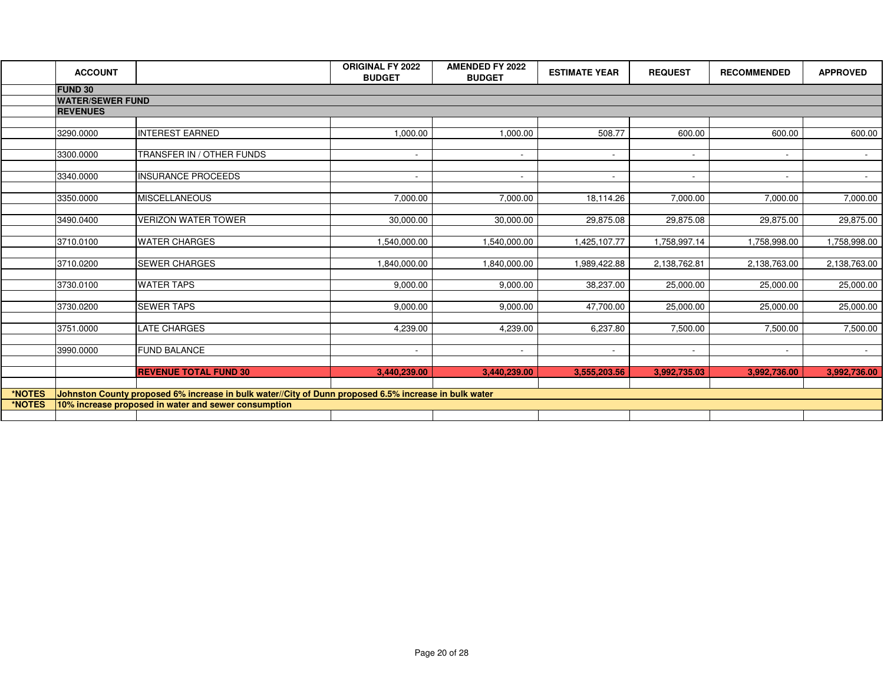| | ACCOUNT | | ORIGINAL FY 2022 BUDGET | AMENDED FY 2022 BUDGET | ESTIMATE YEAR | REQUEST | RECOMMENDED | APPROVED |
|---|---|---|---|---|---|---|---|---|
| | **FUND 30** | | | | | | | |
| | **WATER/SEWER FUND** | | | | | | | |
| | **REVENUES** | | | | | | | |
| | 3290.0000 | INTEREST EARNED | 1,000.00 | 1,000.00 | 508.77 | 600.00 | 600.00 | 600.00 |
| | 3300.0000 | TRANSFER IN / OTHER FUNDS | - | - | - | - | - | - |
| | 3340.0000 | INSURANCE PROCEEDS | - | - | - | - | - | - |
| | 3350.0000 | MISCELLANEOUS | 7,000.00 | 7,000.00 | 18,114.26 | 7,000.00 | 7,000.00 | 7,000.00 |
| | 3490.0400 | VERIZON WATER TOWER | 30,000.00 | 30,000.00 | 29,875.08 | 29,875.08 | 29,875.00 | 29,875.00 |
| | 3710.0100 | WATER CHARGES | 1,540,000.00 | 1,540,000.00 | 1,425,107.77 | 1,758,997.14 | 1,758,998.00 | 1,758,998.00 |
| | 3710.0200 | SEWER CHARGES | 1,840,000.00 | 1,840,000.00 | 1,989,422.88 | 2,138,762.81 | 2,138,763.00 | 2,138,763.00 |
| | 3730.0100 | WATER TAPS | 9,000.00 | 9,000.00 | 38,237.00 | 25,000.00 | 25,000.00 | 25,000.00 |
| | 3730.0200 | SEWER TAPS | 9,000.00 | 9,000.00 | 47,700.00 | 25,000.00 | 25,000.00 | 25,000.00 |
| | 3751.0000 | LATE CHARGES | 4,239.00 | 4,239.00 | 6,237.80 | 7,500.00 | 7,500.00 | 7,500.00 |
| | 3990.0000 | FUND BALANCE | - | - | - | - | - | - |
| | | **REVENUE TOTAL FUND 30** | **3,440,239.00** | **3,440,239.00** | **3,555,203.56** | **3,992,735.03** | **3,992,736.00** | **3,992,736.00** |
| **\*NOTES** | **Johnston County proposed 6% increase in bulk water//City of Dunn proposed 6.5% increase in bulk water** | | | | | | | |
| **\*NOTES** | **10% increase proposed in water and sewer consumption** | | | | | | | |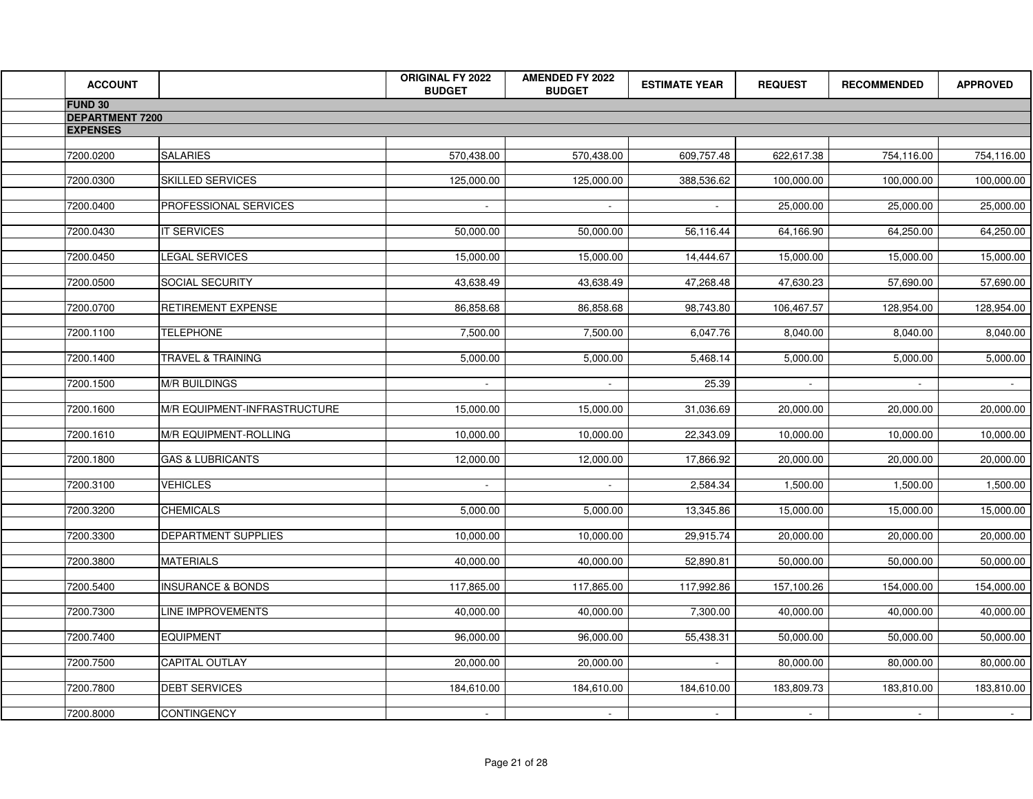| ACCOUNT | | ORIGINAL FY 2022 BUDGET | AMENDED FY 2022 BUDGET | ESTIMATE YEAR | REQUEST | RECOMMENDED | APPROVED |
|---|---|---|---|---|---|---|---|
| **FUND 30** | | | | | | | |
| **DEPARTMENT 7200** | | | | | | | |
| **EXPENSES** | | | | | | | |
| 7200.0200 | SALARIES | 570,438.00 | 570,438.00 | 609,757.48 | 622,617.38 | 754,116.00 | 754,116.00 |
| 7200.0300 | SKILLED SERVICES | 125,000.00 | 125,000.00 | 388,536.62 | 100,000.00 | 100,000.00 | 100,000.00 |
| 7200.0400 | PROFESSIONAL SERVICES | - | - | - | 25,000.00 | 25,000.00 | 25,000.00 |
| 7200.0430 | IT SERVICES | 50,000.00 | 50,000.00 | 56,116.44 | 64,166.90 | 64,250.00 | 64,250.00 |
| 7200.0450 | LEGAL SERVICES | 15,000.00 | 15,000.00 | 14,444.67 | 15,000.00 | 15,000.00 | 15,000.00 |
| 7200.0500 | SOCIAL SECURITY | 43,638.49 | 43,638.49 | 47,268.48 | 47,630.23 | 57,690.00 | 57,690.00 |
| 7200.0700 | RETIREMENT EXPENSE | 86,858.68 | 86,858.68 | 98,743.80 | 106,467.57 | 128,954.00 | 128,954.00 |
| 7200.1100 | TELEPHONE | 7,500.00 | 7,500.00 | 6,047.76 | 8,040.00 | 8,040.00 | 8,040.00 |
| 7200.1400 | TRAVEL & TRAINING | 5,000.00 | 5,000.00 | 5,468.14 | 5,000.00 | 5,000.00 | 5,000.00 |
| 7200.1500 | M/R BUILDINGS | - | - | 25.39 | - | - | - |
| 7200.1600 | M/R EQUIPMENT-INFRASTRUCTURE | 15,000.00 | 15,000.00 | 31,036.69 | 20,000.00 | 20,000.00 | 20,000.00 |
| 7200.1610 | M/R EQUIPMENT-ROLLING | 10,000.00 | 10,000.00 | 22,343.09 | 10,000.00 | 10,000.00 | 10,000.00 |
| 7200.1800 | GAS & LUBRICANTS | 12,000.00 | 12,000.00 | 17,866.92 | 20,000.00 | 20,000.00 | 20,000.00 |
| 7200.3100 | VEHICLES | - | - | 2,584.34 | 1,500.00 | 1,500.00 | 1,500.00 |
| 7200.3200 | CHEMICALS | 5,000.00 | 5,000.00 | 13,345.86 | 15,000.00 | 15,000.00 | 15,000.00 |
| 7200.3300 | DEPARTMENT SUPPLIES | 10,000.00 | 10,000.00 | 29,915.74 | 20,000.00 | 20,000.00 | 20,000.00 |
| 7200.3800 | MATERIALS | 40,000.00 | 40,000.00 | 52,890.81 | 50,000.00 | 50,000.00 | 50,000.00 |
| 7200.5400 | INSURANCE & BONDS | 117,865.00 | 117,865.00 | 117,992.86 | 157,100.26 | 154,000.00 | 154,000.00 |
| 7200.7300 | LINE IMPROVEMENTS | 40,000.00 | 40,000.00 | 7,300.00 | 40,000.00 | 40,000.00 | 40,000.00 |
| 7200.7400 | EQUIPMENT | 96,000.00 | 96,000.00 | 55,438.31 | 50,000.00 | 50,000.00 | 50,000.00 |
| 7200.7500 | CAPITAL OUTLAY | 20,000.00 | 20,000.00 | - | 80,000.00 | 80,000.00 | 80,000.00 |
| 7200.7800 | DEBT SERVICES | 184,610.00 | 184,610.00 | 184,610.00 | 183,809.73 | 183,810.00 | 183,810.00 |
| 7200.8000 | CONTINGENCY | - | - | - | - | - | - |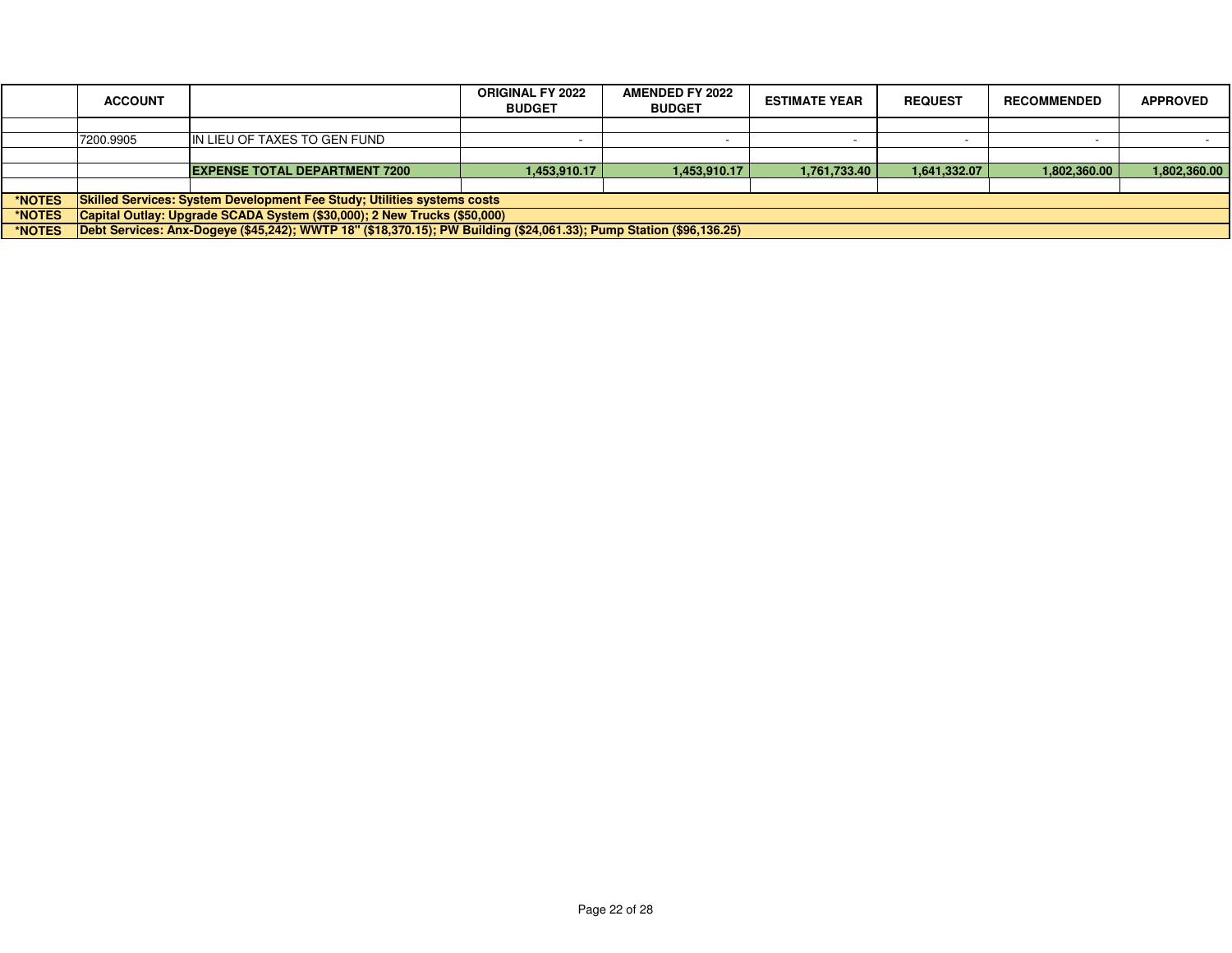|  | ACCOUNT |  | ORIGINAL FY 2022 BUDGET | AMENDED FY 2022 BUDGET | ESTIMATE YEAR | REQUEST | RECOMMENDED | APPROVED |
|---|---|---|---|---|---|---|---|---|
|  |  |  |  |  |  |  |  |  |
|  | 7200.9905 | IN LIEU OF TAXES TO GEN FUND | - | - | - | - | - | - |
|  |  |  |  |  |  |  |  |  |
|  |  | **EXPENSE TOTAL DEPARTMENT 7200** | **1,453,910.17** | **1,453,910.17** | **1,761,733.40** | **1,641,332.07** | **1,802,360.00** | **1,802,360.00** |
|  |  |  |  |  |  |  |  |  |
| ***NOTES** | **Skilled Services: System Development Fee Study; Utilities systems costs** |  |  |  |  |  |  |  |
| ***NOTES** | **Capital Outlay: Upgrade SCADA System ($30,000); 2 New Trucks ($50,000)** |  |  |  |  |  |  |  |
| ***NOTES** | **Debt Services: Anx-Dogeye ($45,242); WWTP 18" ($18,370.15); PW Building ($24,061.33); Pump Station ($96,136.25)** |  |  |  |  |  |  |  |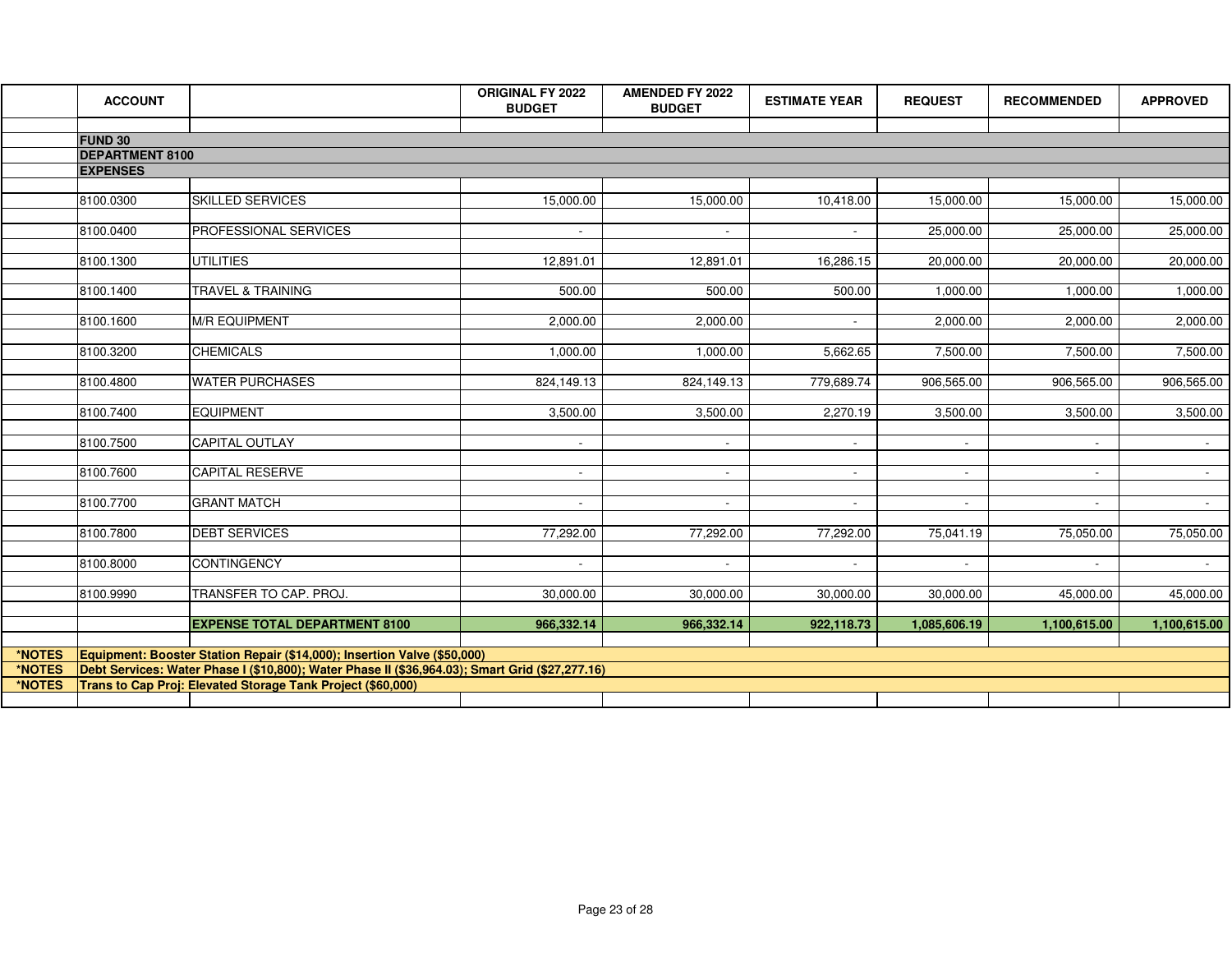| | ACCOUNT | | ORIGINAL FY 2022 BUDGET | AMENDED FY 2022 BUDGET | ESTIMATE YEAR | REQUEST | RECOMMENDED | APPROVED |
|---|---|---|---|---|---|---|---|---|
| | **FUND 30** | | | | | | | |
| | **DEPARTMENT 8100** | | | | | | | |
| | **EXPENSES** | | | | | | | |
| | 8100.0300 | SKILLED SERVICES | 15,000.00 | 15,000.00 | 10,418.00 | 15,000.00 | 15,000.00 | 15,000.00 |
| | 8100.0400 | PROFESSIONAL SERVICES | - | - | - | 25,000.00 | 25,000.00 | 25,000.00 |
| | 8100.1300 | UTILITIES | 12,891.01 | 12,891.01 | 16,286.15 | 20,000.00 | 20,000.00 | 20,000.00 |
| | 8100.1400 | TRAVEL & TRAINING | 500.00 | 500.00 | 500.00 | 1,000.00 | 1,000.00 | 1,000.00 |
| | 8100.1600 | M/R EQUIPMENT | 2,000.00 | 2,000.00 | - | 2,000.00 | 2,000.00 | 2,000.00 |
| | 8100.3200 | CHEMICALS | 1,000.00 | 1,000.00 | 5,662.65 | 7,500.00 | 7,500.00 | 7,500.00 |
| | 8100.4800 | WATER PURCHASES | 824,149.13 | 824,149.13 | 779,689.74 | 906,565.00 | 906,565.00 | 906,565.00 |
| | 8100.7400 | EQUIPMENT | 3,500.00 | 3,500.00 | 2,270.19 | 3,500.00 | 3,500.00 | 3,500.00 |
| | 8100.7500 | CAPITAL OUTLAY | - | - | - | - | - | - |
| | 8100.7600 | CAPITAL RESERVE | - | - | - | - | - | - |
| | 8100.7700 | GRANT MATCH | - | - | - | - | - | - |
| | 8100.7800 | DEBT SERVICES | 77,292.00 | 77,292.00 | 77,292.00 | 75,041.19 | 75,050.00 | 75,050.00 |
| | 8100.8000 | CONTINGENCY | - | - | - | - | - | - |
| | 8100.9990 | TRANSFER TO CAP. PROJ. | 30,000.00 | 30,000.00 | 30,000.00 | 30,000.00 | 45,000.00 | 45,000.00 |
| | | **EXPENSE TOTAL DEPARTMENT 8100** | **966,332.14** | **966,332.14** | **922,118.73** | **1,085,606.19** | **1,100,615.00** | **1,100,615.00** |
| ***NOTES** | **Equipment: Booster Station Repair ($14,000); Insertion Valve ($50,000)** | | | | | | | |
| ***NOTES** | **Debt Services: Water Phase I ($10,800); Water Phase II ($36,964.03); Smart Grid ($27,277.16)** | | | | | | | |
| ***NOTES** | **Trans to Cap Proj: Elevated Storage Tank Project ($60,000)** | | | | | | | |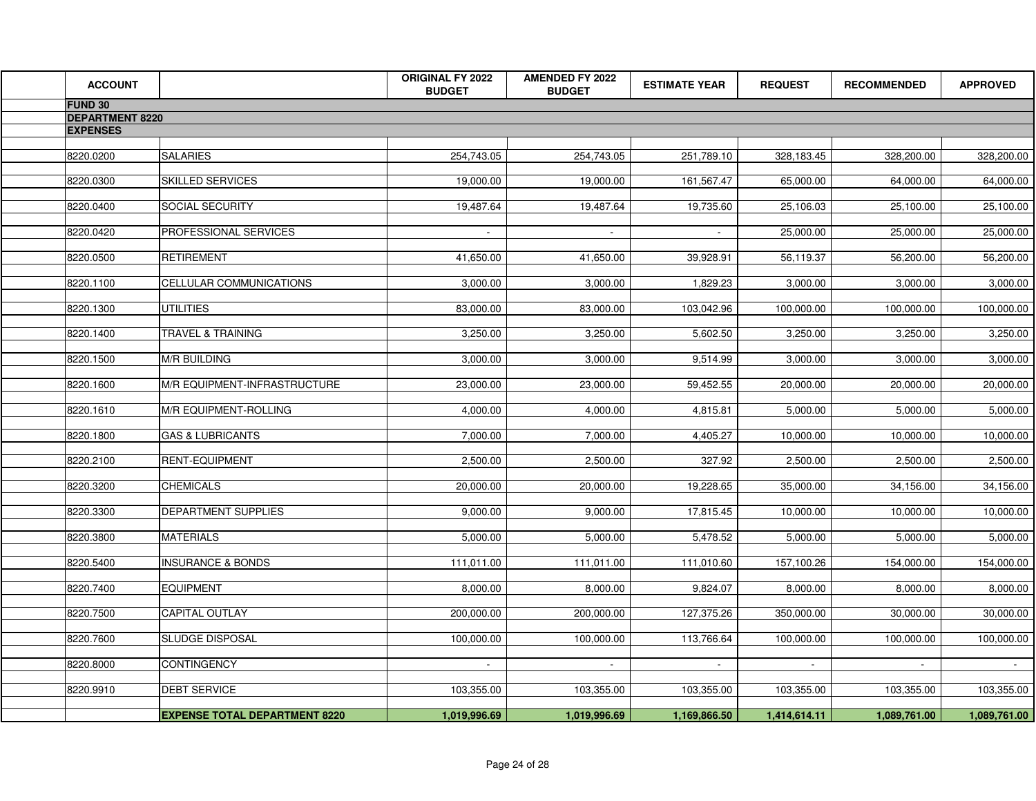| ACCOUNT | | ORIGINAL FY 2022 BUDGET | AMENDED FY 2022 BUDGET | ESTIMATE YEAR | REQUEST | RECOMMENDED | APPROVED |
|---|---|---|---|---|---|---|---|
| **FUND 30** | | | | | | | |
| **DEPARTMENT 8220** | | | | | | | |
| **EXPENSES** | | | | | | | |
| 8220.0200 | SALARIES | 254,743.05 | 254,743.05 | 251,789.10 | 328,183.45 | 328,200.00 | 328,200.00 |
| 8220.0300 | SKILLED SERVICES | 19,000.00 | 19,000.00 | 161,567.47 | 65,000.00 | 64,000.00 | 64,000.00 |
| 8220.0400 | SOCIAL SECURITY | 19,487.64 | 19,487.64 | 19,735.60 | 25,106.03 | 25,100.00 | 25,100.00 |
| 8220.0420 | PROFESSIONAL SERVICES | - | - | - | 25,000.00 | 25,000.00 | 25,000.00 |
| 8220.0500 | RETIREMENT | 41,650.00 | 41,650.00 | 39,928.91 | 56,119.37 | 56,200.00 | 56,200.00 |
| 8220.1100 | CELLULAR COMMUNICATIONS | 3,000.00 | 3,000.00 | 1,829.23 | 3,000.00 | 3,000.00 | 3,000.00 |
| 8220.1300 | UTILITIES | 83,000.00 | 83,000.00 | 103,042.96 | 100,000.00 | 100,000.00 | 100,000.00 |
| 8220.1400 | TRAVEL & TRAINING | 3,250.00 | 3,250.00 | 5,602.50 | 3,250.00 | 3,250.00 | 3,250.00 |
| 8220.1500 | M/R BUILDING | 3,000.00 | 3,000.00 | 9,514.99 | 3,000.00 | 3,000.00 | 3,000.00 |
| 8220.1600 | M/R EQUIPMENT-INFRASTRUCTURE | 23,000.00 | 23,000.00 | 59,452.55 | 20,000.00 | 20,000.00 | 20,000.00 |
| 8220.1610 | M/R EQUIPMENT-ROLLING | 4,000.00 | 4,000.00 | 4,815.81 | 5,000.00 | 5,000.00 | 5,000.00 |
| 8220.1800 | GAS & LUBRICANTS | 7,000.00 | 7,000.00 | 4,405.27 | 10,000.00 | 10,000.00 | 10,000.00 |
| 8220.2100 | RENT-EQUIPMENT | 2,500.00 | 2,500.00 | 327.92 | 2,500.00 | 2,500.00 | 2,500.00 |
| 8220.3200 | CHEMICALS | 20,000.00 | 20,000.00 | 19,228.65 | 35,000.00 | 34,156.00 | 34,156.00 |
| 8220.3300 | DEPARTMENT SUPPLIES | 9,000.00 | 9,000.00 | 17,815.45 | 10,000.00 | 10,000.00 | 10,000.00 |
| 8220.3800 | MATERIALS | 5,000.00 | 5,000.00 | 5,478.52 | 5,000.00 | 5,000.00 | 5,000.00 |
| 8220.5400 | INSURANCE & BONDS | 111,011.00 | 111,011.00 | 111,010.60 | 157,100.26 | 154,000.00 | 154,000.00 |
| 8220.7400 | EQUIPMENT | 8,000.00 | 8,000.00 | 9,824.07 | 8,000.00 | 8,000.00 | 8,000.00 |
| 8220.7500 | CAPITAL OUTLAY | 200,000.00 | 200,000.00 | 127,375.26 | 350,000.00 | 30,000.00 | 30,000.00 |
| 8220.7600 | SLUDGE DISPOSAL | 100,000.00 | 100,000.00 | 113,766.64 | 100,000.00 | 100,000.00 | 100,000.00 |
| 8220.8000 | CONTINGENCY | - | - | - | - | - | - |
| 8220.9910 | DEBT SERVICE | 103,355.00 | 103,355.00 | 103,355.00 | 103,355.00 | 103,355.00 | 103,355.00 |
| | **EXPENSE TOTAL DEPARTMENT 8220** | **1,019,996.69** | **1,019,996.69** | **1,169,866.50** | **1,414,614.11** | **1,089,761.00** | **1,089,761.00** |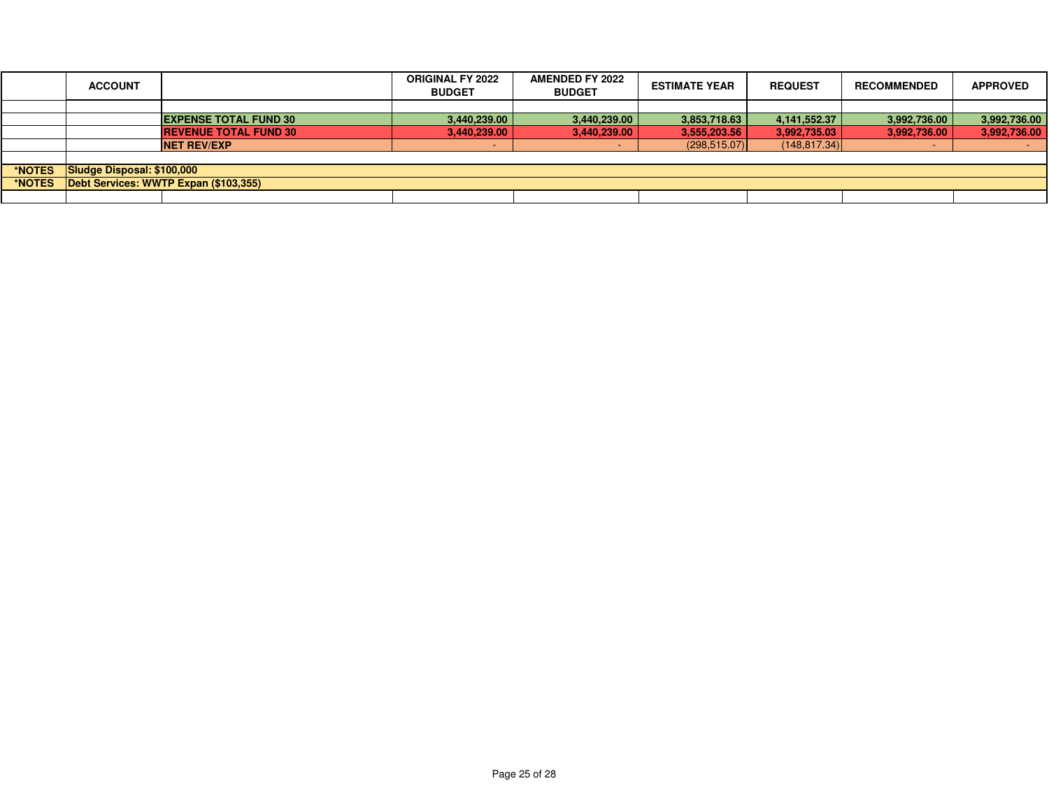| | ACCOUNT | | ORIGINAL FY 2022 BUDGET | AMENDED FY 2022 BUDGET | ESTIMATE YEAR | REQUEST | RECOMMENDED | APPROVED |
|---|---|---|---|---|---|---|---|---|
| | | | | | | | | |
| | | **EXPENSE TOTAL FUND 30** | **3,440,239.00** | **3,440,239.00** | **3,853,718.63** | **4,141,552.37** | **3,992,736.00** | **3,992,736.00** |
| | | **REVENUE TOTAL FUND 30** | **3,440,239.00** | **3,440,239.00** | **3,555,203.56** | **3,992,735.03** | **3,992,736.00** | **3,992,736.00** |
| | | **NET REV/EXP** | - | - | (298,515.07) | (148,817.34) | - | - |
| | | | | | | | | |
| ***NOTES** | **Sludge Disposal: $100,000** | | | | | | | |
| ***NOTES** | **Debt Services: WWTP Expan ($103,355)** | | | | | | | |
| | | | | | | | | |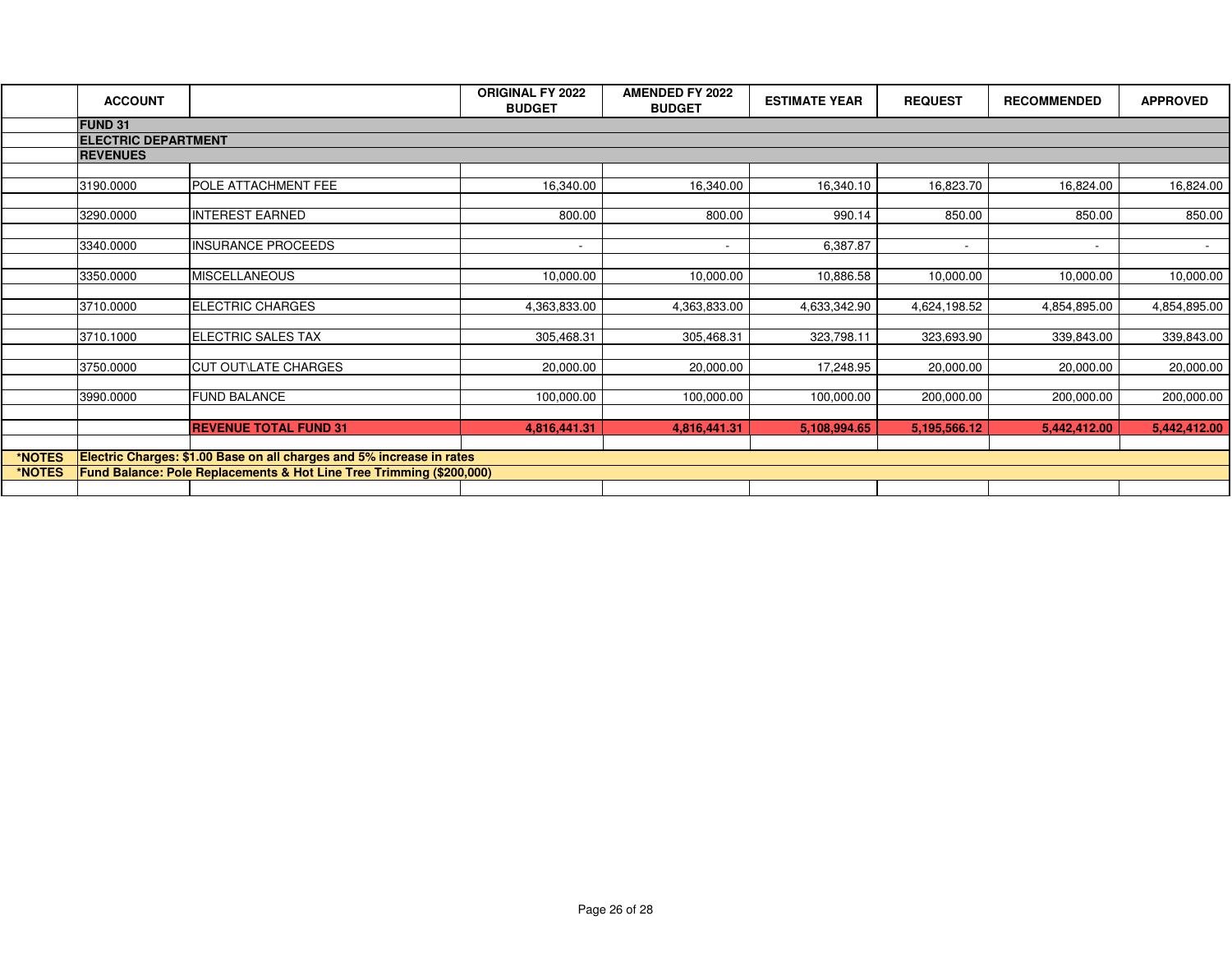| | ACCOUNT | | ORIGINAL FY 2022 BUDGET | AMENDED FY 2022 BUDGET | ESTIMATE YEAR | REQUEST | RECOMMENDED | APPROVED |
|---|---|---|---|---|---|---|---|---|
| | **FUND 31** | | | | | | | |
| | **ELECTRIC DEPARTMENT** | | | | | | | |
| | **REVENUES** | | | | | | | |
| | 3190.0000 | POLE ATTACHMENT FEE | 16,340.00 | 16,340.00 | 16,340.10 | 16,823.70 | 16,824.00 | 16,824.00 |
| | 3290.0000 | INTEREST EARNED | 800.00 | 800.00 | 990.14 | 850.00 | 850.00 | 850.00 |
| | 3340.0000 | INSURANCE PROCEEDS | - | - | 6,387.87 | - | - | - |
| | 3350.0000 | MISCELLANEOUS | 10,000.00 | 10,000.00 | 10,886.58 | 10,000.00 | 10,000.00 | 10,000.00 |
| | 3710.0000 | ELECTRIC CHARGES | 4,363,833.00 | 4,363,833.00 | 4,633,342.90 | 4,624,198.52 | 4,854,895.00 | 4,854,895.00 |
| | 3710.1000 | ELECTRIC SALES TAX | 305,468.31 | 305,468.31 | 323,798.11 | 323,693.90 | 339,843.00 | 339,843.00 |
| | 3750.0000 | CUT OUT\LATE CHARGES | 20,000.00 | 20,000.00 | 17,248.95 | 20,000.00 | 20,000.00 | 20,000.00 |
| | 3990.0000 | FUND BALANCE | 100,000.00 | 100,000.00 | 100,000.00 | 200,000.00 | 200,000.00 | 200,000.00 |
| | | **REVENUE TOTAL FUND 31** | **4,816,441.31** | **4,816,441.31** | **5,108,994.65** | **5,195,566.12** | **5,442,412.00** | **5,442,412.00** |
| **\*NOTES** | **Electric Charges: $1.00 Base on all charges and 5% increase in rates** | | | | | | | |
| **\*NOTES** | **Fund Balance: Pole Replacements & Hot Line Tree Trimming ($200,000)** | | | | | | | |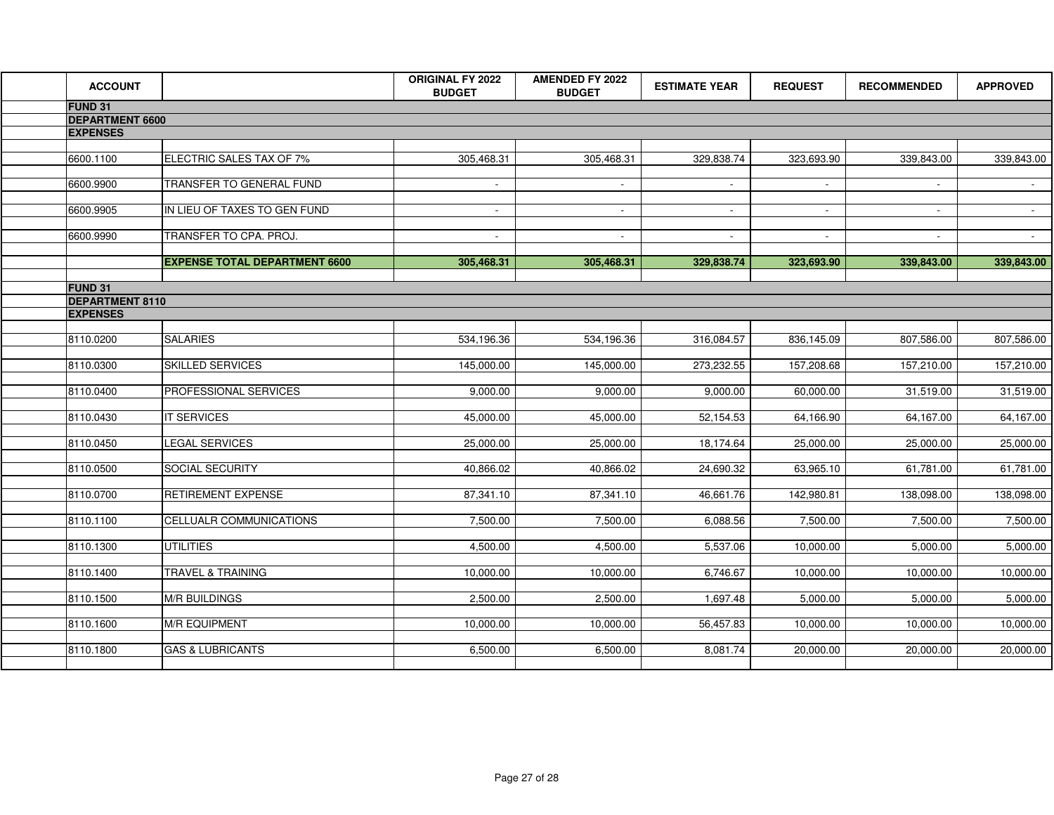| ACCOUNT | | ORIGINAL FY 2022 BUDGET | AMENDED FY 2022 BUDGET | ESTIMATE YEAR | REQUEST | RECOMMENDED | APPROVED |
|---|---|---|---|---|---|---|---|
| **FUND 31** | | | | | | | |
| **DEPARTMENT 6600** | | | | | | | |
| **EXPENSES** | | | | | | | |
| 6600.1100 | ELECTRIC SALES TAX OF 7% | 305,468.31 | 305,468.31 | 329,838.74 | 323,693.90 | 339,843.00 | 339,843.00 |
| 6600.9900 | TRANSFER TO GENERAL FUND | - | - | - | - | - | - |
| 6600.9905 | IN LIEU OF TAXES TO GEN FUND | - | - | - | - | - | - |
| 6600.9990 | TRANSFER TO CPA. PROJ. | - | - | - | - | - | - |
| | **EXPENSE TOTAL DEPARTMENT 6600** | **305,468.31** | **305,468.31** | **329,838.74** | **323,693.90** | **339,843.00** | **339,843.00** |
| **FUND 31** | | | | | | | |
| **DEPARTMENT 8110** | | | | | | | |
| **EXPENSES** | | | | | | | |
| 8110.0200 | SALARIES | 534,196.36 | 534,196.36 | 316,084.57 | 836,145.09 | 807,586.00 | 807,586.00 |
| 8110.0300 | SKILLED SERVICES | 145,000.00 | 145,000.00 | 273,232.55 | 157,208.68 | 157,210.00 | 157,210.00 |
| 8110.0400 | PROFESSIONAL SERVICES | 9,000.00 | 9,000.00 | 9,000.00 | 60,000.00 | 31,519.00 | 31,519.00 |
| 8110.0430 | IT SERVICES | 45,000.00 | 45,000.00 | 52,154.53 | 64,166.90 | 64,167.00 | 64,167.00 |
| 8110.0450 | LEGAL SERVICES | 25,000.00 | 25,000.00 | 18,174.64 | 25,000.00 | 25,000.00 | 25,000.00 |
| 8110.0500 | SOCIAL SECURITY | 40,866.02 | 40,866.02 | 24,690.32 | 63,965.10 | 61,781.00 | 61,781.00 |
| 8110.0700 | RETIREMENT EXPENSE | 87,341.10 | 87,341.10 | 46,661.76 | 142,980.81 | 138,098.00 | 138,098.00 |
| 8110.1100 | CELLUALR COMMUNICATIONS | 7,500.00 | 7,500.00 | 6,088.56 | 7,500.00 | 7,500.00 | 7,500.00 |
| 8110.1300 | UTILITIES | 4,500.00 | 4,500.00 | 5,537.06 | 10,000.00 | 5,000.00 | 5,000.00 |
| 8110.1400 | TRAVEL & TRAINING | 10,000.00 | 10,000.00 | 6,746.67 | 10,000.00 | 10,000.00 | 10,000.00 |
| 8110.1500 | M/R BUILDINGS | 2,500.00 | 2,500.00 | 1,697.48 | 5,000.00 | 5,000.00 | 5,000.00 |
| 8110.1600 | M/R EQUIPMENT | 10,000.00 | 10,000.00 | 56,457.83 | 10,000.00 | 10,000.00 | 10,000.00 |
| 8110.1800 | GAS & LUBRICANTS | 6,500.00 | 6,500.00 | 8,081.74 | 20,000.00 | 20,000.00 | 20,000.00 |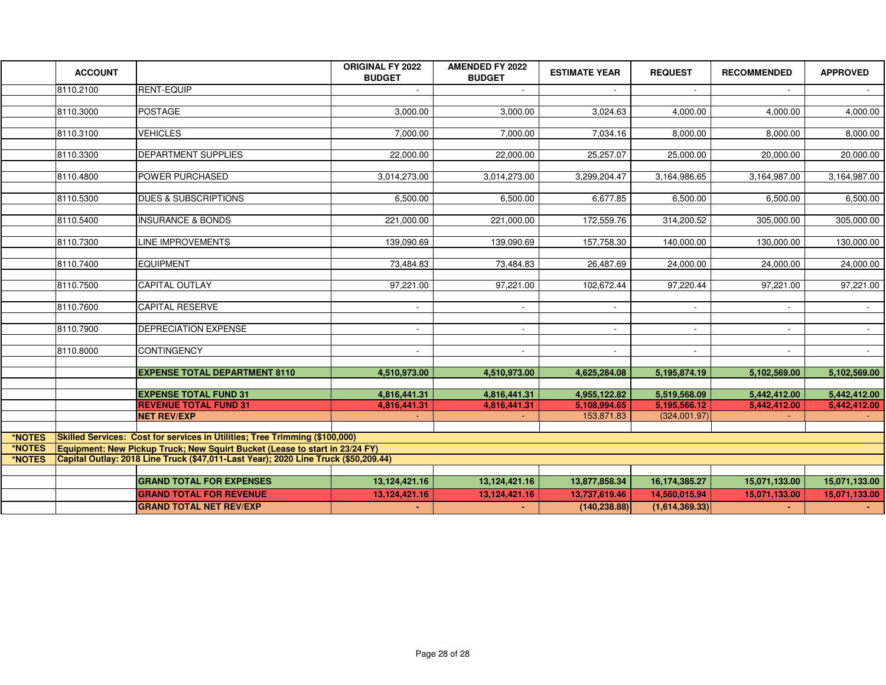| | ACCOUNT | | ORIGINAL FY 2022 BUDGET | AMENDED FY 2022 BUDGET | ESTIMATE YEAR | REQUEST | RECOMMENDED | APPROVED |
|---|---|---|---|---|---|---|---|---|
| | 8110.2100 | RENT-EQUIP | - | - | - | - | - | - |
| | 8110.3000 | POSTAGE | 3,000.00 | 3,000.00 | 3,024.63 | 4,000.00 | 4,000.00 | 4,000.00 |
| | 8110.3100 | VEHICLES | 7,000.00 | 7,000.00 | 7,034.16 | 8,000.00 | 8,000.00 | 8,000.00 |
| | 8110.3300 | DEPARTMENT SUPPLIES | 22,000.00 | 22,000.00 | 25,257.07 | 25,000.00 | 20,000.00 | 20,000.00 |
| | 8110.4800 | POWER PURCHASED | 3,014,273.00 | 3,014,273.00 | 3,299,204.47 | 3,164,986.65 | 3,164,987.00 | 3,164,987.00 |
| | 8110.5300 | DUES & SUBSCRIPTIONS | 6,500.00 | 6,500.00 | 6,677.85 | 6,500.00 | 6,500.00 | 6,500.00 |
| | 8110.5400 | INSURANCE & BONDS | 221,000.00 | 221,000.00 | 172,559.76 | 314,200.52 | 305,000.00 | 305,000.00 |
| | 8110.7300 | LINE IMPROVEMENTS | 139,090.69 | 139,090.69 | 157,758.30 | 140,000.00 | 130,000.00 | 130,000.00 |
| | 8110.7400 | EQUIPMENT | 73,484.83 | 73,484.83 | 26,487.69 | 24,000.00 | 24,000.00 | 24,000.00 |
| | 8110.7500 | CAPITAL OUTLAY | 97,221.00 | 97,221.00 | 102,672.44 | 97,220.44 | 97,221.00 | 97,221.00 |
| | 8110.7600 | CAPITAL RESERVE | - | - | - | - | - | - |
| | 8110.7900 | DEPRECIATION EXPENSE | - | - | - | - | - | - |
| | 8110.8000 | CONTINGENCY | - | - | - | - | - | - |
| | | **EXPENSE TOTAL DEPARTMENT 8110** | **4,510,973.00** | **4,510,973.00** | **4,625,284.08** | **5,195,874.19** | **5,102,569.00** | **5,102,569.00** |
| | | **EXPENSE TOTAL FUND 31** | **4,816,441.31** | **4,816,441.31** | **4,955,122.82** | **5,519,568.09** | **5,442,412.00** | **5,442,412.00** |
| | | **REVENUE TOTAL FUND 31** | **4,816,441.31** | **4,816,441.31** | **5,108,994.65** | **5,195,566.12** | **5,442,412.00** | **5,442,412.00** |
| | | **NET REV/EXP** | - | - | 153,871.83 | (324,001.97) | - | - |
| **\*NOTES** | **Skilled Services: Cost for services in Utilities; Tree Trimming ($100,000)** | | | | | | | |
| **\*NOTES** | **Equipment: New Pickup Truck; New Squirt Bucket (Lease to start in 23/24 FY)** | | | | | | | |
| **\*NOTES** | **Capital Outlay: 2018 Line Truck ($47,011-Last Year); 2020 Line Truck ($50,209.44)** | | | | | | | |
| | | **GRAND TOTAL FOR EXPENSES** | **13,124,421.16** | **13,124,421.16** | **13,877,858.34** | **16,174,385.27** | **15,071,133.00** | **15,071,133.00** |
| | | **GRAND TOTAL FOR REVENUE** | **13,124,421.16** | **13,124,421.16** | **13,737,619.46** | **14,560,015.94** | **15,071,133.00** | **15,071,133.00** |
| | | **GRAND TOTAL NET REV/EXP** | **-** | **-** | **(140,238.88)** | **(1,614,369.33)** | **-** | **-** |